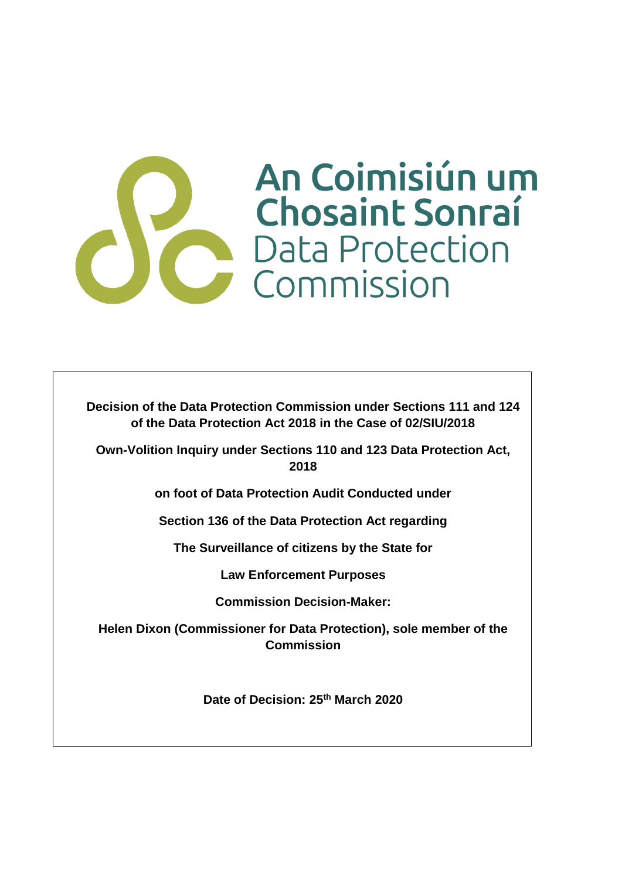An Coimisiún um Chosaint Sonraí
Data Protection Commission

**Decision of the Data Protection Commission under Sections 111 and 124 of the Data Protection Act 2018 in the Case of 02/SIU/2018**

**Own-Volition Inquiry under Sections 110 and 123 Data Protection Act, 2018**

**on foot of Data Protection Audit Conducted under**

**Section 136 of the Data Protection Act regarding**

**The Surveillance of citizens by the State for**

**Law Enforcement Purposes**

**Commission Decision-Maker:**

**Helen Dixon (Commissioner for Data Protection), sole member of the Commission**

**Date of Decision: 25th March 2020**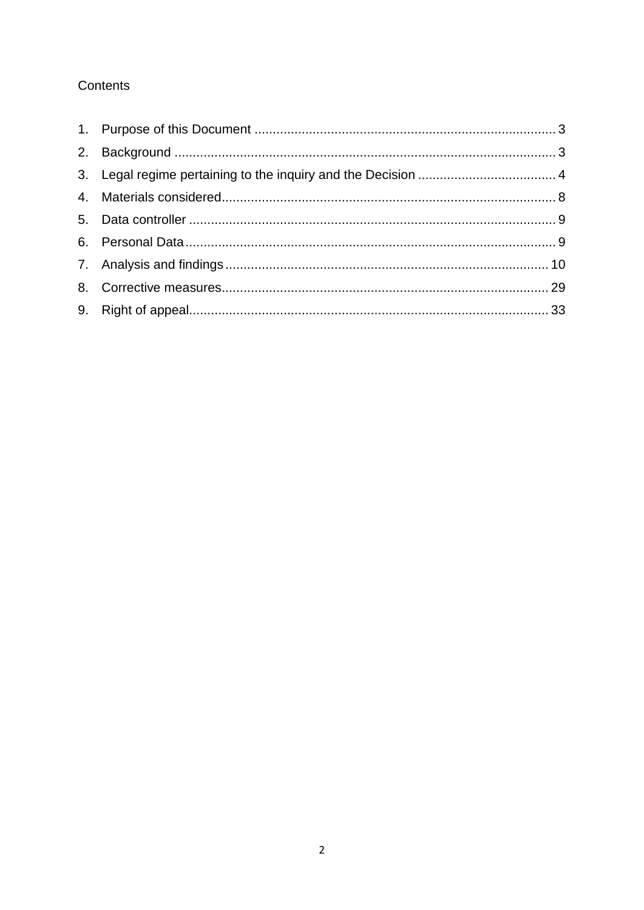Contents

1. Purpose of this Document ........................................................................................ 3
2. Background ............................................................................................................. 3
3. Legal regime pertaining to the inquiry and the Decision ......................................... 4
4. Materials considered ............................................................................................... 8
5. Data controller ......................................................................................................... 9
6. Personal Data .......................................................................................................... 9
7. Analysis and findings ............................................................................................. 10
8. Corrective measures .............................................................................................. 29
9. Right of appeal ....................................................................................................... 33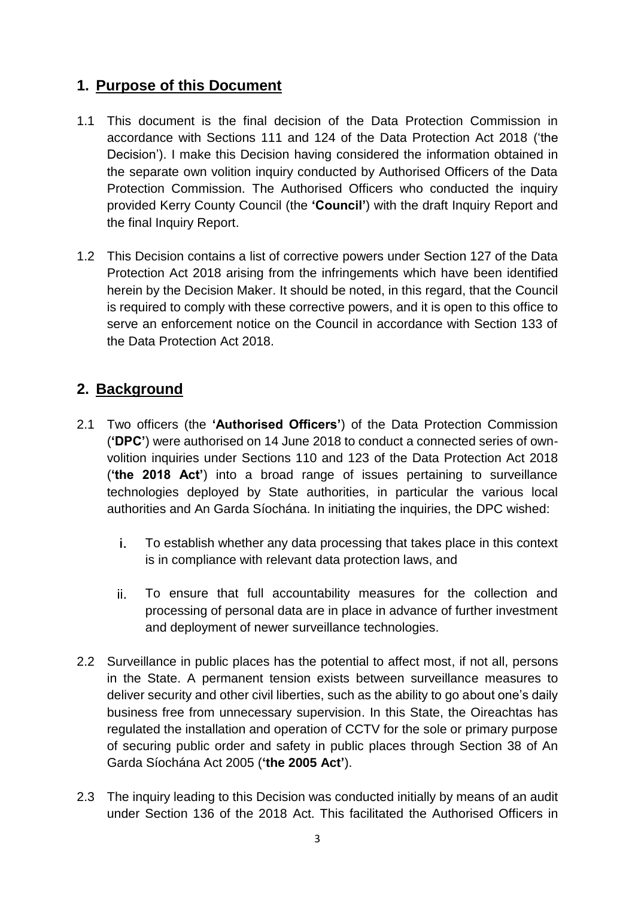## 1. Purpose of this Document

1.1 This document is the final decision of the Data Protection Commission in accordance with Sections 111 and 124 of the Data Protection Act 2018 ('the Decision'). I make this Decision having considered the information obtained in the separate own volition inquiry conducted by Authorised Officers of the Data Protection Commission. The Authorised Officers who conducted the inquiry provided Kerry County Council (the **'Council'**) with the draft Inquiry Report and the final Inquiry Report.

1.2 This Decision contains a list of corrective powers under Section 127 of the Data Protection Act 2018 arising from the infringements which have been identified herein by the Decision Maker. It should be noted, in this regard, that the Council is required to comply with these corrective powers, and it is open to this office to serve an enforcement notice on the Council in accordance with Section 133 of the Data Protection Act 2018.

## 2. Background

2.1 Two officers (the **'Authorised Officers'**) of the Data Protection Commission (**'DPC'**) were authorised on 14 June 2018 to conduct a connected series of own-volition inquiries under Sections 110 and 123 of the Data Protection Act 2018 (**'the 2018 Act'**) into a broad range of issues pertaining to surveillance technologies deployed by State authorities, in particular the various local authorities and An Garda Síochána. In initiating the inquiries, the DPC wished:

   i. To establish whether any data processing that takes place in this context is in compliance with relevant data protection laws, and

   ii. To ensure that full accountability measures for the collection and processing of personal data are in place in advance of further investment and deployment of newer surveillance technologies.

2.2 Surveillance in public places has the potential to affect most, if not all, persons in the State. A permanent tension exists between surveillance measures to deliver security and other civil liberties, such as the ability to go about one's daily business free from unnecessary supervision. In this State, the Oireachtas has regulated the installation and operation of CCTV for the sole or primary purpose of securing public order and safety in public places through Section 38 of An Garda Síochána Act 2005 (**'the 2005 Act'**).

2.3 The inquiry leading to this Decision was conducted initially by means of an audit under Section 136 of the 2018 Act. This facilitated the Authorised Officers in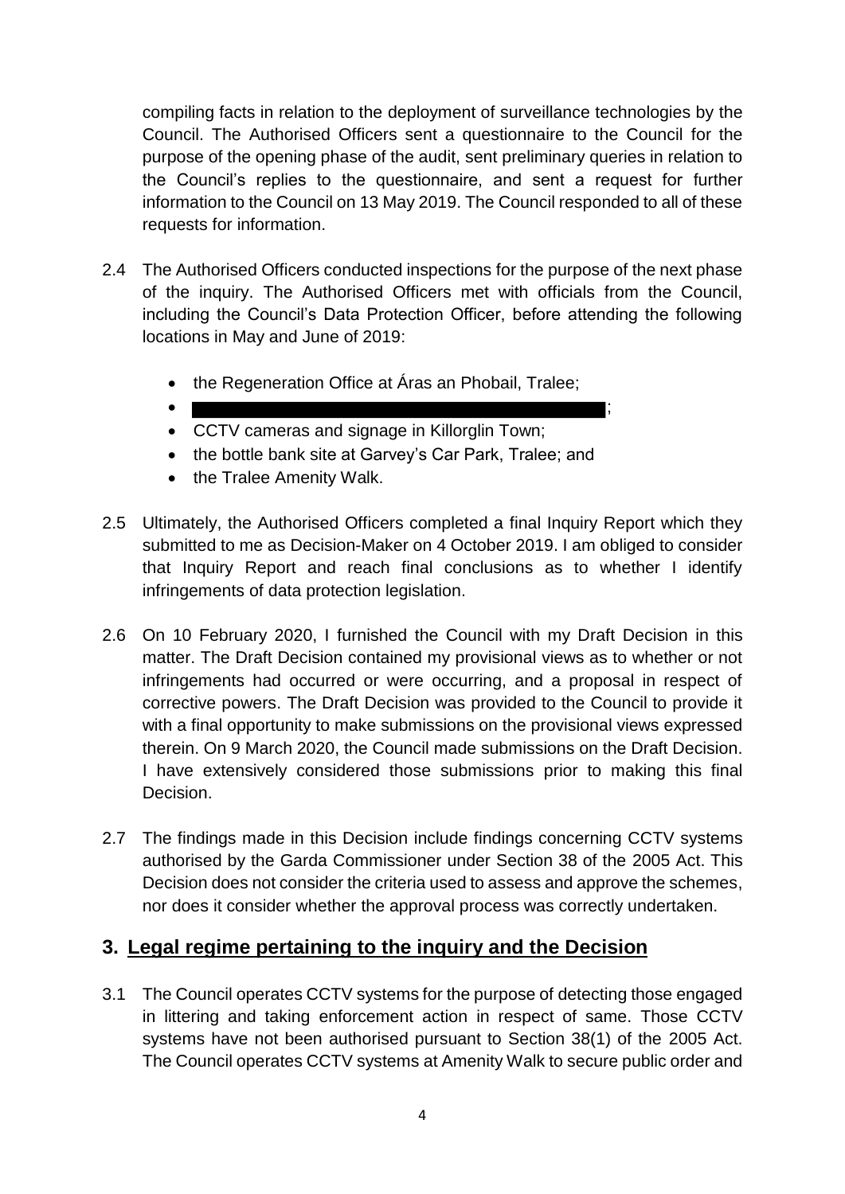compiling facts in relation to the deployment of surveillance technologies by the Council. The Authorised Officers sent a questionnaire to the Council for the purpose of the opening phase of the audit, sent preliminary queries in relation to the Council's replies to the questionnaire, and sent a request for further information to the Council on 13 May 2019. The Council responded to all of these requests for information.

2.4 The Authorised Officers conducted inspections for the purpose of the next phase of the inquiry. The Authorised Officers met with officials from the Council, including the Council's Data Protection Officer, before attending the following locations in May and June of 2019:

- the Regeneration Office at Áras an Phobail, Tralee;
- ;
- CCTV cameras and signage in Killorglin Town;
- the bottle bank site at Garvey's Car Park, Tralee; and
- the Tralee Amenity Walk.

2.5 Ultimately, the Authorised Officers completed a final Inquiry Report which they submitted to me as Decision-Maker on 4 October 2019. I am obliged to consider that Inquiry Report and reach final conclusions as to whether I identify infringements of data protection legislation.

2.6 On 10 February 2020, I furnished the Council with my Draft Decision in this matter. The Draft Decision contained my provisional views as to whether or not infringements had occurred or were occurring, and a proposal in respect of corrective powers. The Draft Decision was provided to the Council to provide it with a final opportunity to make submissions on the provisional views expressed therein. On 9 March 2020, the Council made submissions on the Draft Decision. I have extensively considered those submissions prior to making this final Decision.

2.7 The findings made in this Decision include findings concerning CCTV systems authorised by the Garda Commissioner under Section 38 of the 2005 Act. This Decision does not consider the criteria used to assess and approve the schemes, nor does it consider whether the approval process was correctly undertaken.

## 3. Legal regime pertaining to the inquiry and the Decision

3.1 The Council operates CCTV systems for the purpose of detecting those engaged in littering and taking enforcement action in respect of same. Those CCTV systems have not been authorised pursuant to Section 38(1) of the 2005 Act. The Council operates CCTV systems at Amenity Walk to secure public order and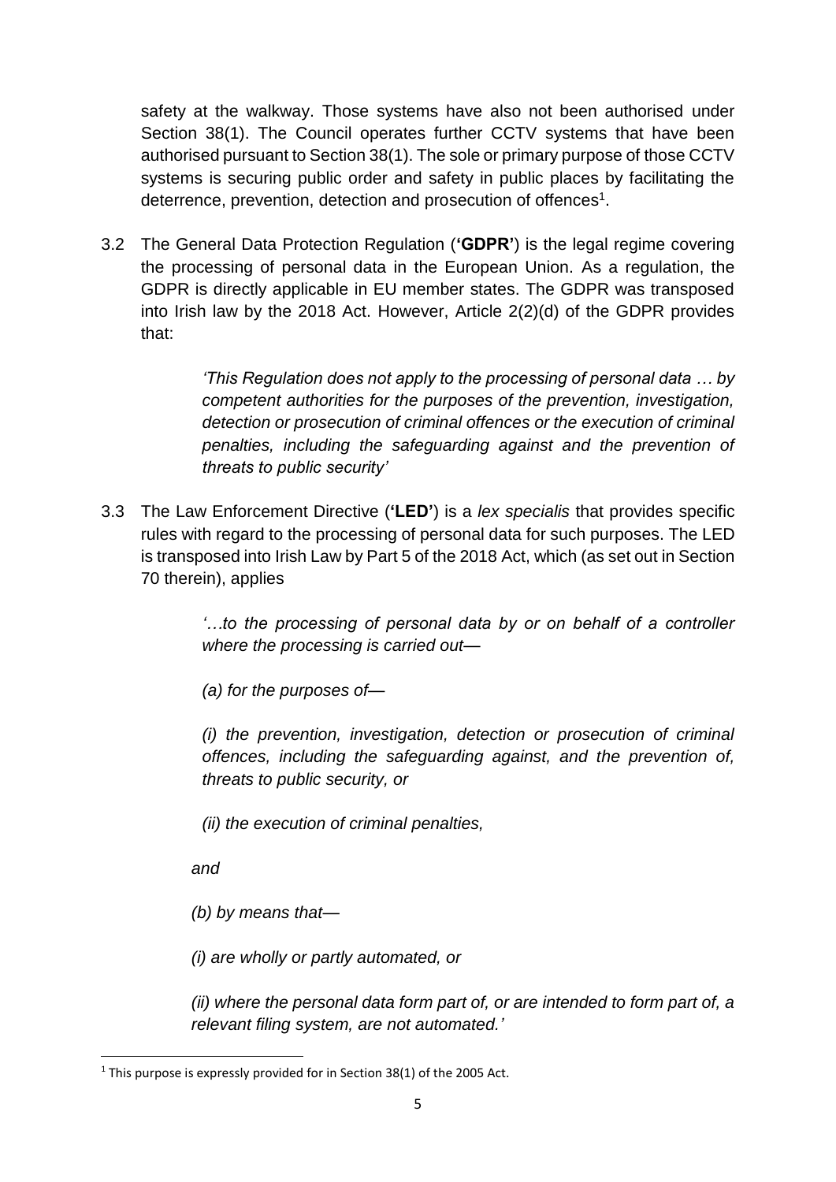safety at the walkway. Those systems have also not been authorised under Section 38(1). The Council operates further CCTV systems that have been authorised pursuant to Section 38(1). The sole or primary purpose of those CCTV systems is securing public order and safety in public places by facilitating the deterrence, prevention, detection and prosecution of offences[1].

3.2 The General Data Protection Regulation (**'GDPR'**) is the legal regime covering the processing of personal data in the European Union. As a regulation, the GDPR is directly applicable in EU member states. The GDPR was transposed into Irish law by the 2018 Act. However, Article 2(2)(d) of the GDPR provides that:

> *'This Regulation does not apply to the processing of personal data … by competent authorities for the purposes of the prevention, investigation, detection or prosecution of criminal offences or the execution of criminal penalties, including the safeguarding against and the prevention of threats to public security'*

3.3 The Law Enforcement Directive (**'LED'**) is a *lex specialis* that provides specific rules with regard to the processing of personal data for such purposes. The LED is transposed into Irish Law by Part 5 of the 2018 Act, which (as set out in Section 70 therein), applies

> *'…to the processing of personal data by or on behalf of a controller where the processing is carried out—*
>
> *(a) for the purposes of—*
>
> *(i) the prevention, investigation, detection or prosecution of criminal offences, including the safeguarding against, and the prevention of, threats to public security, or*
>
> *(ii) the execution of criminal penalties,*
>
> *and*
>
> *(b) by means that—*
>
> *(i) are wholly or partly automated, or*
>
> *(ii) where the personal data form part of, or are intended to form part of, a relevant filing system, are not automated.'*

---

[1] This purpose is expressly provided for in Section 38(1) of the 2005 Act.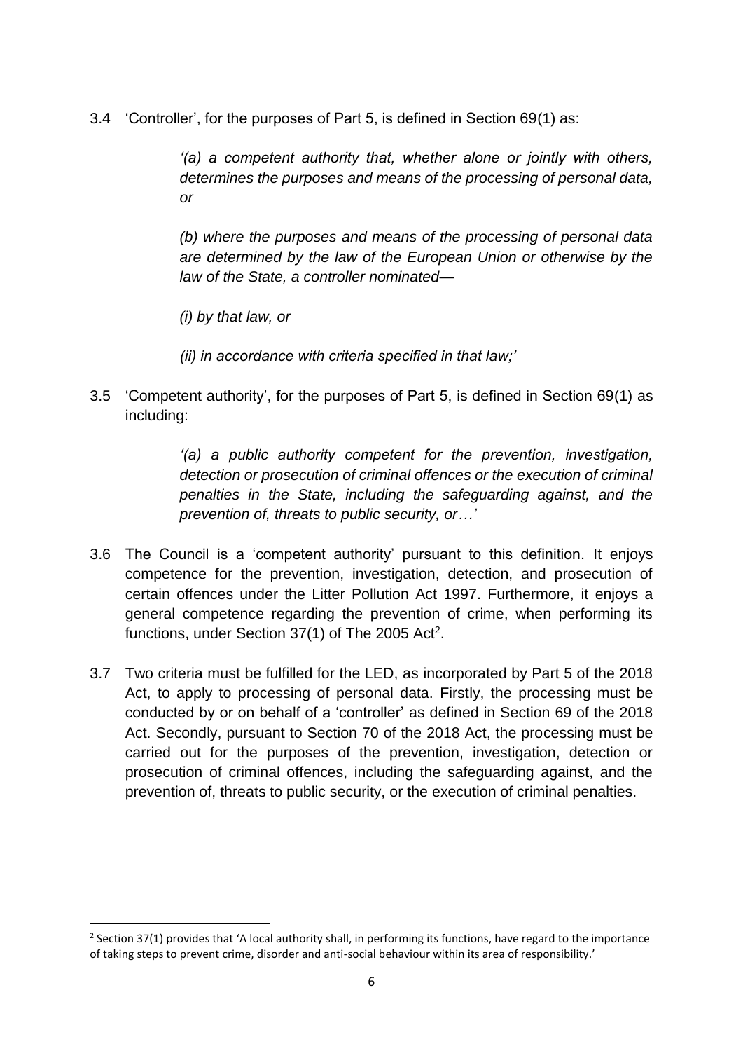3.4 'Controller', for the purposes of Part 5, is defined in Section 69(1) as:

> *'(a) a competent authority that, whether alone or jointly with others, determines the purposes and means of the processing of personal data, or*
>
> *(b) where the purposes and means of the processing of personal data are determined by the law of the European Union or otherwise by the law of the State, a controller nominated—*
>
> *(i) by that law, or*
>
> *(ii) in accordance with criteria specified in that law;'*

3.5 'Competent authority', for the purposes of Part 5, is defined in Section 69(1) as including:

> *'(a) a public authority competent for the prevention, investigation, detection or prosecution of criminal offences or the execution of criminal penalties in the State, including the safeguarding against, and the prevention of, threats to public security, or…'*

3.6 The Council is a 'competent authority' pursuant to this definition. It enjoys competence for the prevention, investigation, detection, and prosecution of certain offences under the Litter Pollution Act 1997. Furthermore, it enjoys a general competence regarding the prevention of crime, when performing its functions, under Section 37(1) of The 2005 Act[2].

3.7 Two criteria must be fulfilled for the LED, as incorporated by Part 5 of the 2018 Act, to apply to processing of personal data. Firstly, the processing must be conducted by or on behalf of a 'controller' as defined in Section 69 of the 2018 Act. Secondly, pursuant to Section 70 of the 2018 Act, the processing must be carried out for the purposes of the prevention, investigation, detection or prosecution of criminal offences, including the safeguarding against, and the prevention of, threats to public security, or the execution of criminal penalties.

---

[2] Section 37(1) provides that 'A local authority shall, in performing its functions, have regard to the importance of taking steps to prevent crime, disorder and anti-social behaviour within its area of responsibility.'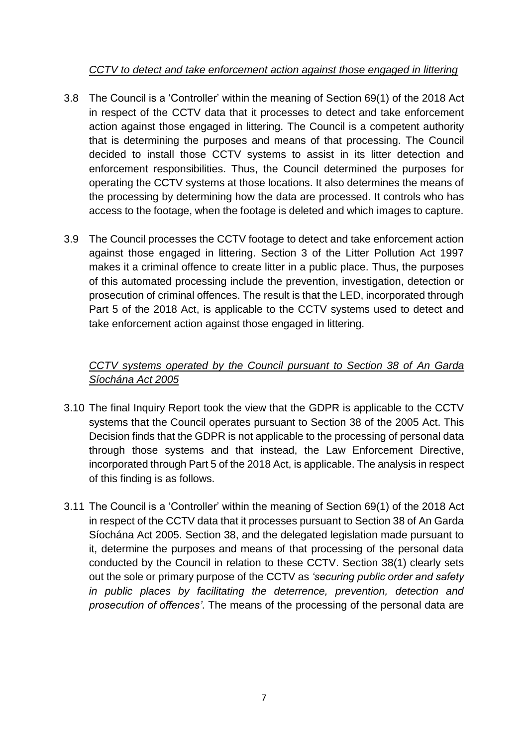<u>*CCTV to detect and take enforcement action against those engaged in littering*</u>

3.8 The Council is a 'Controller' within the meaning of Section 69(1) of the 2018 Act in respect of the CCTV data that it processes to detect and take enforcement action against those engaged in littering. The Council is a competent authority that is determining the purposes and means of that processing. The Council decided to install those CCTV systems to assist in its litter detection and enforcement responsibilities. Thus, the Council determined the purposes for operating the CCTV systems at those locations. It also determines the means of the processing by determining how the data are processed. It controls who has access to the footage, when the footage is deleted and which images to capture.

3.9 The Council processes the CCTV footage to detect and take enforcement action against those engaged in littering. Section 3 of the Litter Pollution Act 1997 makes it a criminal offence to create litter in a public place. Thus, the purposes of this automated processing include the prevention, investigation, detection or prosecution of criminal offences. The result is that the LED, incorporated through Part 5 of the 2018 Act, is applicable to the CCTV systems used to detect and take enforcement action against those engaged in littering.

<u>*CCTV systems operated by the Council pursuant to Section 38 of An Garda Síochána Act 2005*</u>

3.10 The final Inquiry Report took the view that the GDPR is applicable to the CCTV systems that the Council operates pursuant to Section 38 of the 2005 Act. This Decision finds that the GDPR is not applicable to the processing of personal data through those systems and that instead, the Law Enforcement Directive, incorporated through Part 5 of the 2018 Act, is applicable. The analysis in respect of this finding is as follows.

3.11 The Council is a 'Controller' within the meaning of Section 69(1) of the 2018 Act in respect of the CCTV data that it processes pursuant to Section 38 of An Garda Síochána Act 2005. Section 38, and the delegated legislation made pursuant to it, determine the purposes and means of that processing of the personal data conducted by the Council in relation to these CCTV. Section 38(1) clearly sets out the sole or primary purpose of the CCTV as *'securing public order and safety in public places by facilitating the deterrence, prevention, detection and prosecution of offences'*. The means of the processing of the personal data are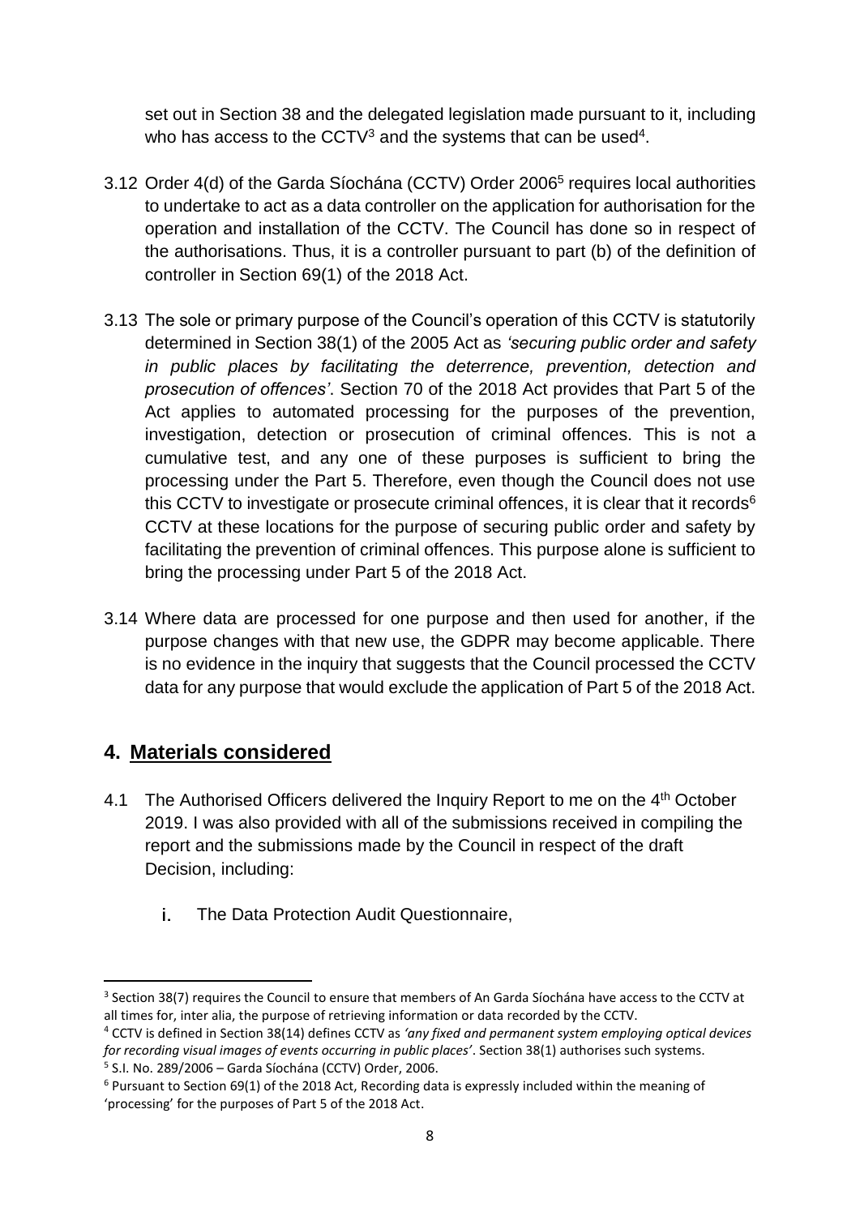set out in Section 38 and the delegated legislation made pursuant to it, including who has access to the CCTV[3] and the systems that can be used[4].

3.12 Order 4(d) of the Garda Síochána (CCTV) Order 2006[5] requires local authorities to undertake to act as a data controller on the application for authorisation for the operation and installation of the CCTV. The Council has done so in respect of the authorisations. Thus, it is a controller pursuant to part (b) of the definition of controller in Section 69(1) of the 2018 Act.

3.13 The sole or primary purpose of the Council's operation of this CCTV is statutorily determined in Section 38(1) of the 2005 Act as *'securing public order and safety in public places by facilitating the deterrence, prevention, detection and prosecution of offences'*. Section 70 of the 2018 Act provides that Part 5 of the Act applies to automated processing for the purposes of the prevention, investigation, detection or prosecution of criminal offences. This is not a cumulative test, and any one of these purposes is sufficient to bring the processing under the Part 5. Therefore, even though the Council does not use this CCTV to investigate or prosecute criminal offences, it is clear that it records[6] CCTV at these locations for the purpose of securing public order and safety by facilitating the prevention of criminal offences. This purpose alone is sufficient to bring the processing under Part 5 of the 2018 Act.

3.14 Where data are processed for one purpose and then used for another, if the purpose changes with that new use, the GDPR may become applicable. There is no evidence in the inquiry that suggests that the Council processed the CCTV data for any purpose that would exclude the application of Part 5 of the 2018 Act.

## 4. Materials considered

4.1 The Authorised Officers delivered the Inquiry Report to me on the 4th October 2019. I was also provided with all of the submissions received in compiling the report and the submissions made by the Council in respect of the draft Decision, including:

i. The Data Protection Audit Questionnaire,

---

[3] Section 38(7) requires the Council to ensure that members of An Garda Síochána have access to the CCTV at all times for, inter alia, the purpose of retrieving information or data recorded by the CCTV.

[4] CCTV is defined in Section 38(14) defines CCTV as *'any fixed and permanent system employing optical devices for recording visual images of events occurring in public places'*. Section 38(1) authorises such systems.

[5] S.I. No. 289/2006 – Garda Síochána (CCTV) Order, 2006.

[6] Pursuant to Section 69(1) of the 2018 Act, Recording data is expressly included within the meaning of 'processing' for the purposes of Part 5 of the 2018 Act.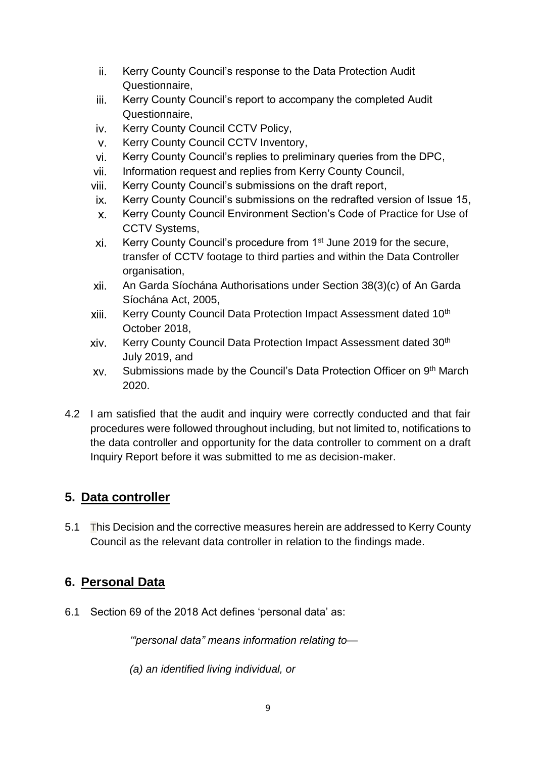ii. Kerry County Council's response to the Data Protection Audit Questionnaire,
iii. Kerry County Council's report to accompany the completed Audit Questionnaire,
iv. Kerry County Council CCTV Policy,
v. Kerry County Council CCTV Inventory,
vi. Kerry County Council's replies to preliminary queries from the DPC,
vii. Information request and replies from Kerry County Council,
viii. Kerry County Council's submissions on the draft report,
ix. Kerry County Council's submissions on the redrafted version of Issue 15,
x. Kerry County Council Environment Section's Code of Practice for Use of CCTV Systems,
xi. Kerry County Council's procedure from 1st June 2019 for the secure, transfer of CCTV footage to third parties and within the Data Controller organisation,
xii. An Garda Síochána Authorisations under Section 38(3)(c) of An Garda Síochána Act, 2005,
xiii. Kerry County Council Data Protection Impact Assessment dated 10th October 2018,
xiv. Kerry County Council Data Protection Impact Assessment dated 30th July 2019, and
xv. Submissions made by the Council's Data Protection Officer on 9th March 2020.

4.2 I am satisfied that the audit and inquiry were correctly conducted and that fair procedures were followed throughout including, but not limited to, notifications to the data controller and opportunity for the data controller to comment on a draft Inquiry Report before it was submitted to me as decision-maker.

## 5. Data controller

5.1 This Decision and the corrective measures herein are addressed to Kerry County Council as the relevant data controller in relation to the findings made.

## 6. Personal Data

6.1 Section 69 of the 2018 Act defines 'personal data' as:

> *'"personal data" means information relating to—*
>
> *(a) an identified living individual, or*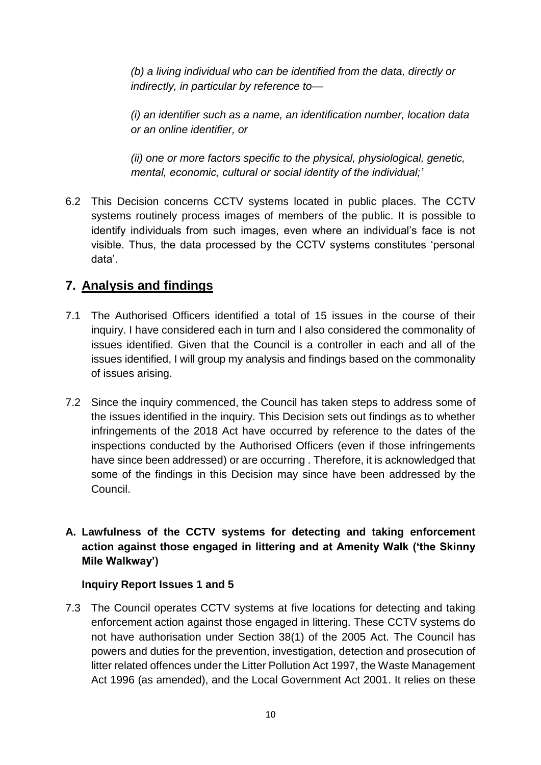*(b) a living individual who can be identified from the data, directly or indirectly, in particular by reference to—*

*(i) an identifier such as a name, an identification number, location data or an online identifier, or*

*(ii) one or more factors specific to the physical, physiological, genetic, mental, economic, cultural or social identity of the individual;'*

6.2 This Decision concerns CCTV systems located in public places. The CCTV systems routinely process images of members of the public. It is possible to identify individuals from such images, even where an individual's face is not visible. Thus, the data processed by the CCTV systems constitutes 'personal data'.

## 7. Analysis and findings

7.1 The Authorised Officers identified a total of 15 issues in the course of their inquiry. I have considered each in turn and I also considered the commonality of issues identified. Given that the Council is a controller in each and all of the issues identified, I will group my analysis and findings based on the commonality of issues arising.

7.2 Since the inquiry commenced, the Council has taken steps to address some of the issues identified in the inquiry. This Decision sets out findings as to whether infringements of the 2018 Act have occurred by reference to the dates of the inspections conducted by the Authorised Officers (even if those infringements have since been addressed) or are occurring . Therefore, it is acknowledged that some of the findings in this Decision may since have been addressed by the Council.

### A. Lawfulness of the CCTV systems for detecting and taking enforcement action against those engaged in littering and at Amenity Walk ('the Skinny Mile Walkway')

**Inquiry Report Issues 1 and 5**

7.3 The Council operates CCTV systems at five locations for detecting and taking enforcement action against those engaged in littering. These CCTV systems do not have authorisation under Section 38(1) of the 2005 Act. The Council has powers and duties for the prevention, investigation, detection and prosecution of litter related offences under the Litter Pollution Act 1997, the Waste Management Act 1996 (as amended), and the Local Government Act 2001. It relies on these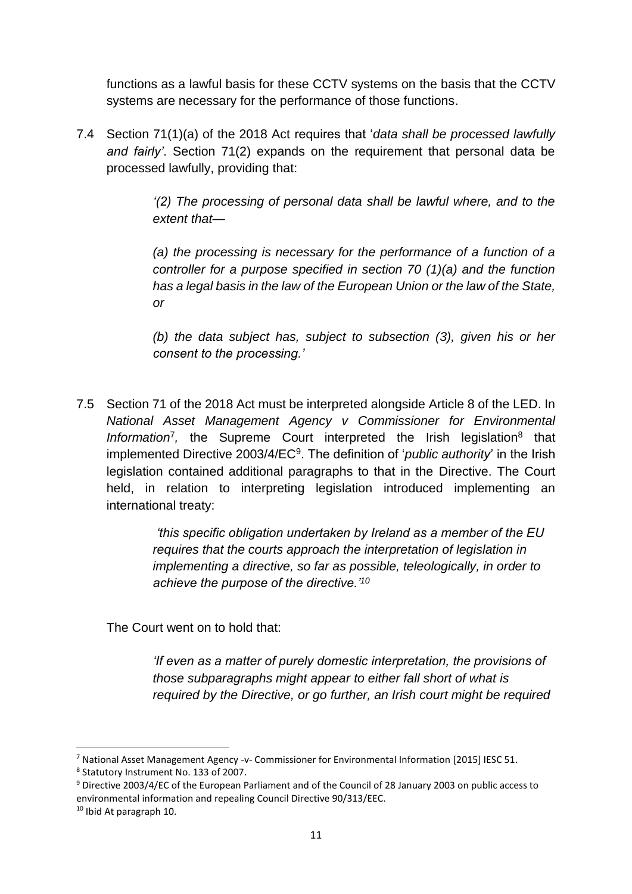functions as a lawful basis for these CCTV systems on the basis that the CCTV systems are necessary for the performance of those functions.

7.4 Section 71(1)(a) of the 2018 Act requires that '*data shall be processed lawfully and fairly'*. Section 71(2) expands on the requirement that personal data be processed lawfully, providing that:

> *'(2) The processing of personal data shall be lawful where, and to the extent that—*
>
> *(a) the processing is necessary for the performance of a function of a controller for a purpose specified in section 70 (1)(a) and the function has a legal basis in the law of the European Union or the law of the State, or*
>
> *(b) the data subject has, subject to subsection (3), given his or her consent to the processing.'*

7.5 Section 71 of the 2018 Act must be interpreted alongside Article 8 of the LED. In *National Asset Management Agency v Commissioner for Environmental Information*[7], the Supreme Court interpreted the Irish legislation[8] that implemented Directive 2003/4/EC[9]. The definition of '*public authority*' in the Irish legislation contained additional paragraphs to that in the Directive. The Court held, in relation to interpreting legislation introduced implementing an international treaty:

> *'this specific obligation undertaken by Ireland as a member of the EU requires that the courts approach the interpretation of legislation in implementing a directive, so far as possible, teleologically, in order to achieve the purpose of the directive.'*[10]

The Court went on to hold that:

> *'If even as a matter of purely domestic interpretation, the provisions of those subparagraphs might appear to either fall short of what is required by the Directive, or go further, an Irish court might be required*

---

[7] National Asset Management Agency -v- Commissioner for Environmental Information [2015] IESC 51.

[8] Statutory Instrument No. 133 of 2007.

[9] Directive 2003/4/EC of the European Parliament and of the Council of 28 January 2003 on public access to environmental information and repealing Council Directive 90/313/EEC.

[10] Ibid At paragraph 10.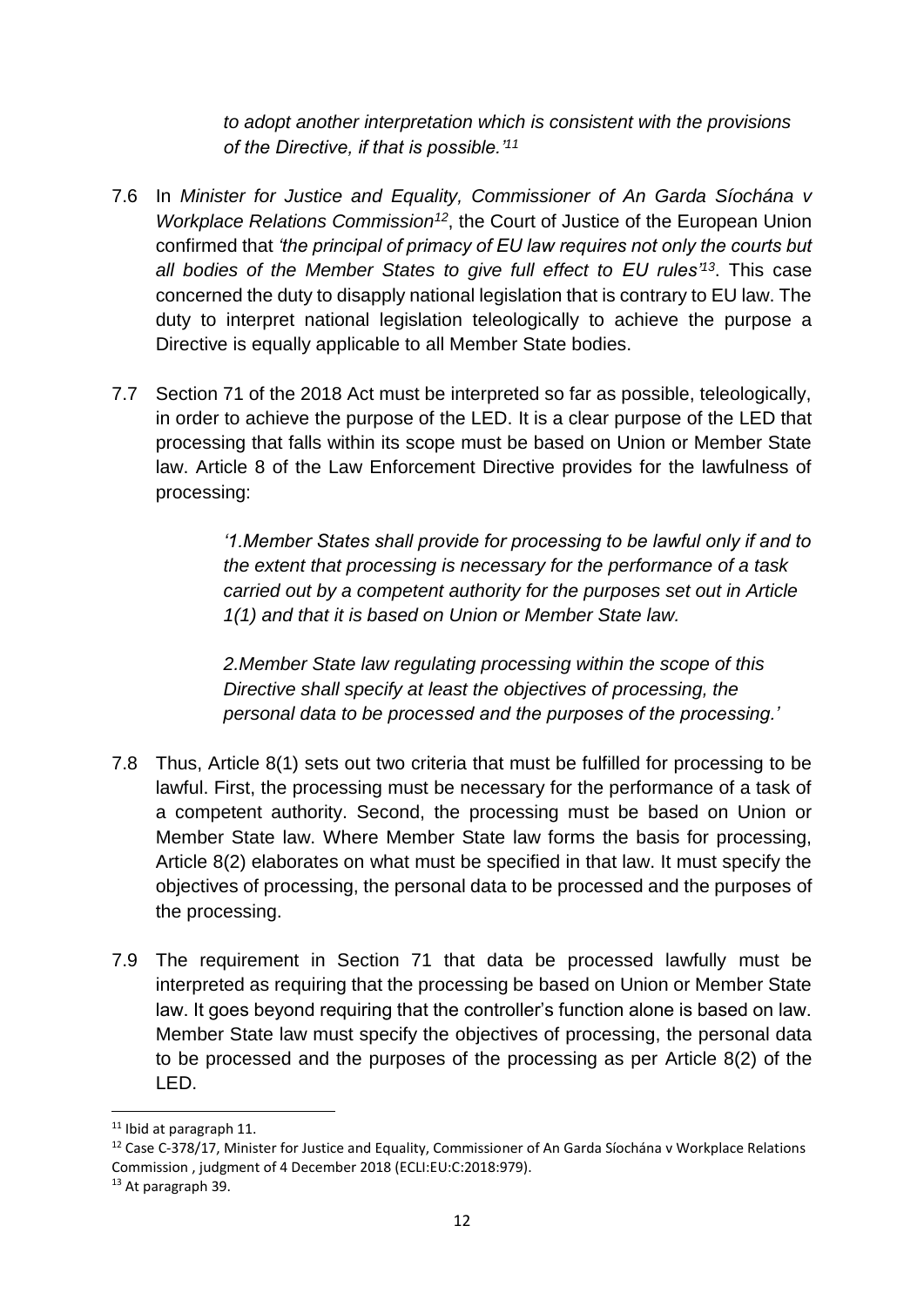> *to adopt another interpretation which is consistent with the provisions of the Directive, if that is possible.'*[11]

7.6 In *Minister for Justice and Equality, Commissioner of An Garda Síochána v Workplace Relations Commission*[12], the Court of Justice of the European Union confirmed that *'the principal of primacy of EU law requires not only the courts but all bodies of the Member States to give full effect to EU rules'*[13]. This case concerned the duty to disapply national legislation that is contrary to EU law. The duty to interpret national legislation teleologically to achieve the purpose a Directive is equally applicable to all Member State bodies.

7.7 Section 71 of the 2018 Act must be interpreted so far as possible, teleologically, in order to achieve the purpose of the LED. It is a clear purpose of the LED that processing that falls within its scope must be based on Union or Member State law. Article 8 of the Law Enforcement Directive provides for the lawfulness of processing:

> *'1.Member States shall provide for processing to be lawful only if and to the extent that processing is necessary for the performance of a task carried out by a competent authority for the purposes set out in Article 1(1) and that it is based on Union or Member State law.*
>
> *2.Member State law regulating processing within the scope of this Directive shall specify at least the objectives of processing, the personal data to be processed and the purposes of the processing.'*

7.8 Thus, Article 8(1) sets out two criteria that must be fulfilled for processing to be lawful. First, the processing must be necessary for the performance of a task of a competent authority. Second, the processing must be based on Union or Member State law. Where Member State law forms the basis for processing, Article 8(2) elaborates on what must be specified in that law. It must specify the objectives of processing, the personal data to be processed and the purposes of the processing.

7.9 The requirement in Section 71 that data be processed lawfully must be interpreted as requiring that the processing be based on Union or Member State law. It goes beyond requiring that the controller's function alone is based on law. Member State law must specify the objectives of processing, the personal data to be processed and the purposes of the processing as per Article 8(2) of the LED.

---

[11] Ibid at paragraph 11.

[12] Case C-378/17, Minister for Justice and Equality, Commissioner of An Garda Síochána v Workplace Relations Commission , judgment of 4 December 2018 (ECLI:EU:C:2018:979).

[13] At paragraph 39.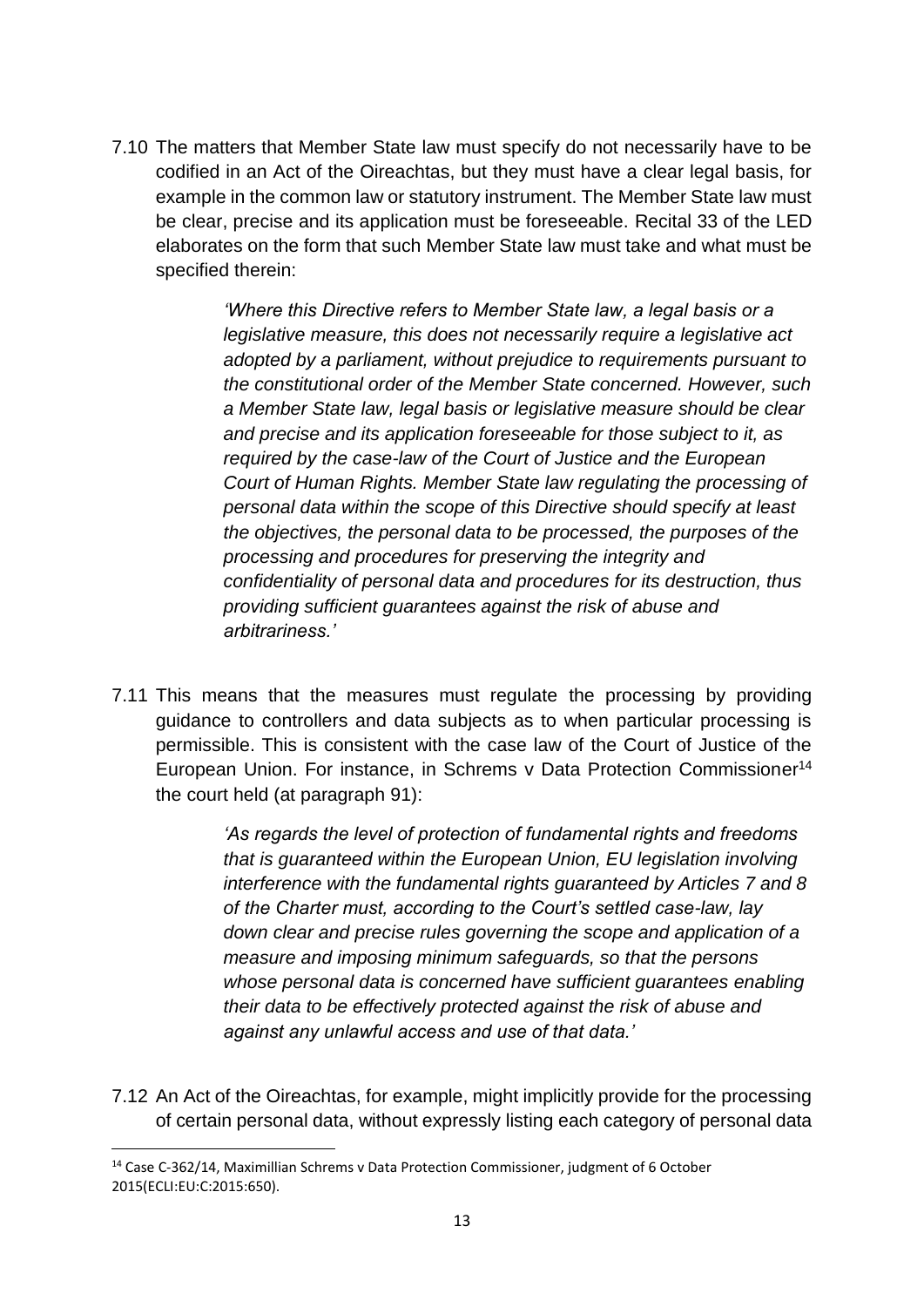7.10 The matters that Member State law must specify do not necessarily have to be codified in an Act of the Oireachtas, but they must have a clear legal basis, for example in the common law or statutory instrument. The Member State law must be clear, precise and its application must be foreseeable. Recital 33 of the LED elaborates on the form that such Member State law must take and what must be specified therein:

> *'Where this Directive refers to Member State law, a legal basis or a legislative measure, this does not necessarily require a legislative act adopted by a parliament, without prejudice to requirements pursuant to the constitutional order of the Member State concerned. However, such a Member State law, legal basis or legislative measure should be clear and precise and its application foreseeable for those subject to it, as required by the case-law of the Court of Justice and the European Court of Human Rights. Member State law regulating the processing of personal data within the scope of this Directive should specify at least the objectives, the personal data to be processed, the purposes of the processing and procedures for preserving the integrity and confidentiality of personal data and procedures for its destruction, thus providing sufficient guarantees against the risk of abuse and arbitrariness.'*

7.11 This means that the measures must regulate the processing by providing guidance to controllers and data subjects as to when particular processing is permissible. This is consistent with the case law of the Court of Justice of the European Union. For instance, in Schrems v Data Protection Commissioner[14] the court held (at paragraph 91):

> *'As regards the level of protection of fundamental rights and freedoms that is guaranteed within the European Union, EU legislation involving interference with the fundamental rights guaranteed by Articles 7 and 8 of the Charter must, according to the Court's settled case-law, lay down clear and precise rules governing the scope and application of a measure and imposing minimum safeguards, so that the persons whose personal data is concerned have sufficient guarantees enabling their data to be effectively protected against the risk of abuse and against any unlawful access and use of that data.'*

7.12 An Act of the Oireachtas, for example, might implicitly provide for the processing of certain personal data, without expressly listing each category of personal data

[14] Case C-362/14, Maximillian Schrems v Data Protection Commissioner, judgment of 6 October 2015(ECLI:EU:C:2015:650).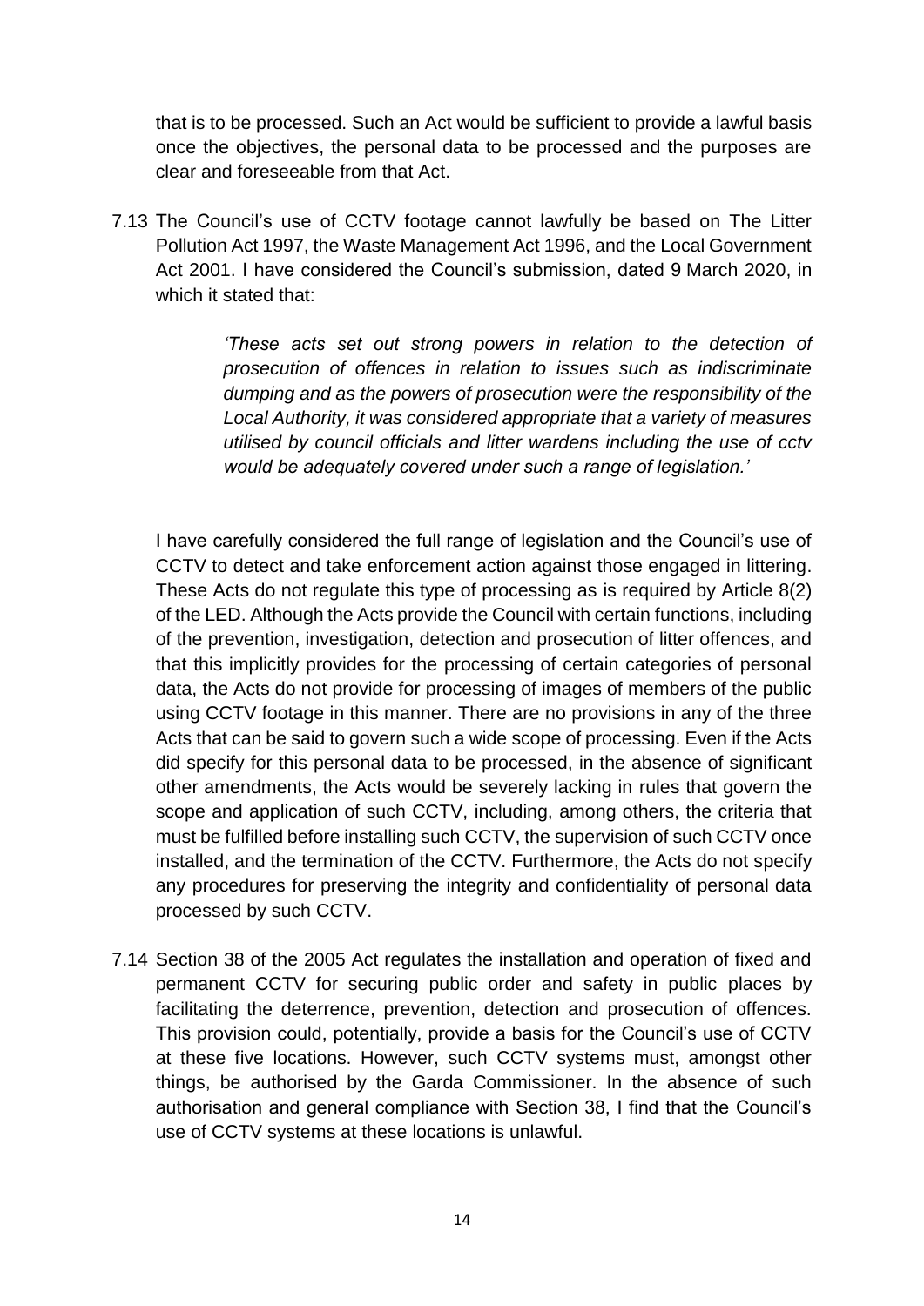that is to be processed. Such an Act would be sufficient to provide a lawful basis once the objectives, the personal data to be processed and the purposes are clear and foreseeable from that Act.

7.13 The Council's use of CCTV footage cannot lawfully be based on The Litter Pollution Act 1997, the Waste Management Act 1996, and the Local Government Act 2001. I have considered the Council's submission, dated 9 March 2020, in which it stated that:

> *'These acts set out strong powers in relation to the detection of prosecution of offences in relation to issues such as indiscriminate dumping and as the powers of prosecution were the responsibility of the Local Authority, it was considered appropriate that a variety of measures utilised by council officials and litter wardens including the use of cctv would be adequately covered under such a range of legislation.'*

I have carefully considered the full range of legislation and the Council's use of CCTV to detect and take enforcement action against those engaged in littering. These Acts do not regulate this type of processing as is required by Article 8(2) of the LED. Although the Acts provide the Council with certain functions, including of the prevention, investigation, detection and prosecution of litter offences, and that this implicitly provides for the processing of certain categories of personal data, the Acts do not provide for processing of images of members of the public using CCTV footage in this manner. There are no provisions in any of the three Acts that can be said to govern such a wide scope of processing. Even if the Acts did specify for this personal data to be processed, in the absence of significant other amendments, the Acts would be severely lacking in rules that govern the scope and application of such CCTV, including, among others, the criteria that must be fulfilled before installing such CCTV, the supervision of such CCTV once installed, and the termination of the CCTV. Furthermore, the Acts do not specify any procedures for preserving the integrity and confidentiality of personal data processed by such CCTV.

7.14 Section 38 of the 2005 Act regulates the installation and operation of fixed and permanent CCTV for securing public order and safety in public places by facilitating the deterrence, prevention, detection and prosecution of offences. This provision could, potentially, provide a basis for the Council's use of CCTV at these five locations. However, such CCTV systems must, amongst other things, be authorised by the Garda Commissioner. In the absence of such authorisation and general compliance with Section 38, I find that the Council's use of CCTV systems at these locations is unlawful.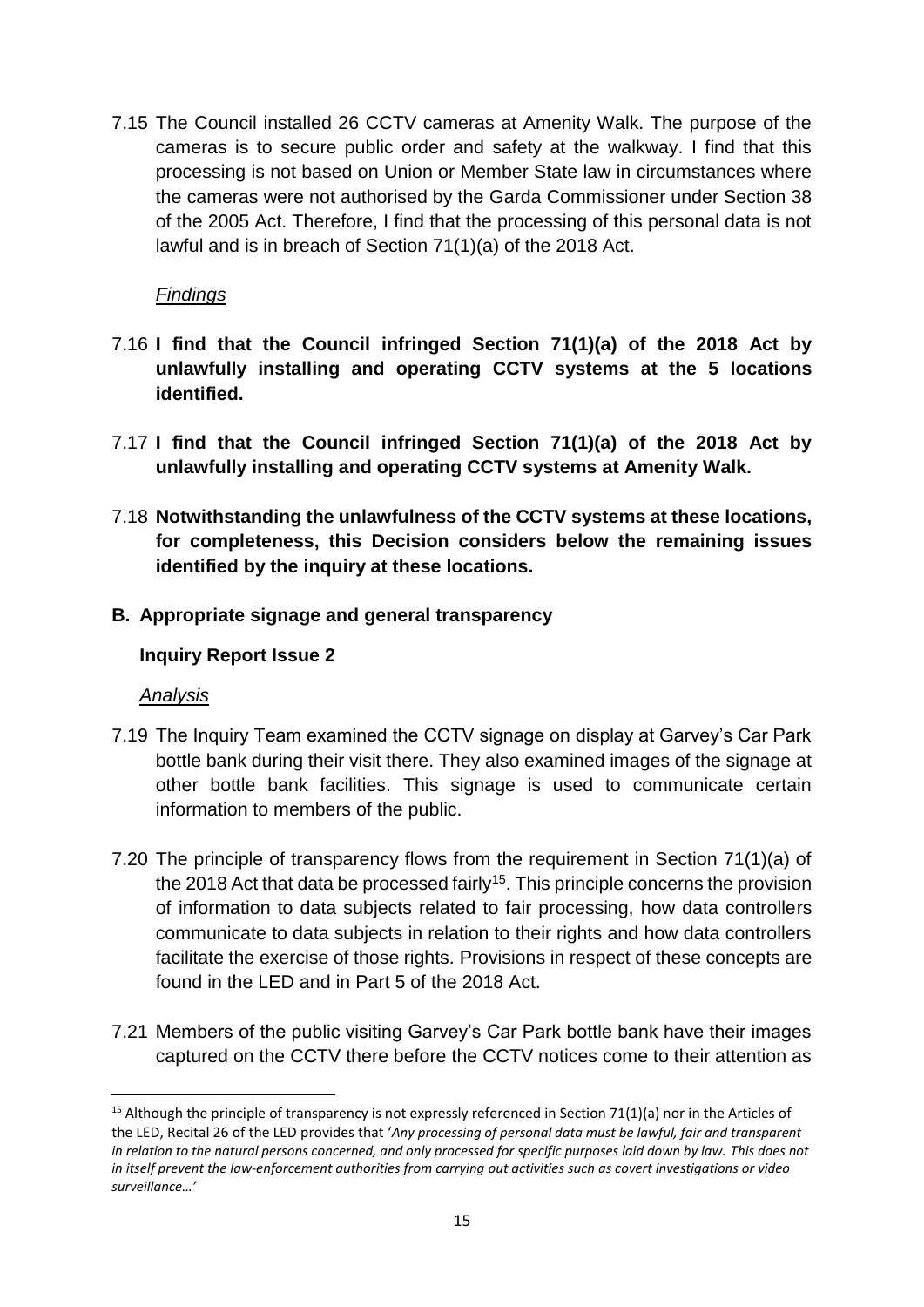7.15 The Council installed 26 CCTV cameras at Amenity Walk. The purpose of the cameras is to secure public order and safety at the walkway. I find that this processing is not based on Union or Member State law in circumstances where the cameras were not authorised by the Garda Commissioner under Section 38 of the 2005 Act. Therefore, I find that the processing of this personal data is not lawful and is in breach of Section 71(1)(a) of the 2018 Act.

*Findings*

7.16 **I find that the Council infringed Section 71(1)(a) of the 2018 Act by unlawfully installing and operating CCTV systems at the 5 locations identified.**

7.17 **I find that the Council infringed Section 71(1)(a) of the 2018 Act by unlawfully installing and operating CCTV systems at Amenity Walk.**

7.18 **Notwithstanding the unlawfulness of the CCTV systems at these locations, for completeness, this Decision considers below the remaining issues identified by the inquiry at these locations.**

**B. Appropriate signage and general transparency**

**Inquiry Report Issue 2**

*Analysis*

7.19 The Inquiry Team examined the CCTV signage on display at Garvey's Car Park bottle bank during their visit there. They also examined images of the signage at other bottle bank facilities. This signage is used to communicate certain information to members of the public.

7.20 The principle of transparency flows from the requirement in Section 71(1)(a) of the 2018 Act that data be processed fairly[15]. This principle concerns the provision of information to data subjects related to fair processing, how data controllers communicate to data subjects in relation to their rights and how data controllers facilitate the exercise of those rights. Provisions in respect of these concepts are found in the LED and in Part 5 of the 2018 Act.

7.21 Members of the public visiting Garvey's Car Park bottle bank have their images captured on the CCTV there before the CCTV notices come to their attention as

[15] Although the principle of transparency is not expressly referenced in Section 71(1)(a) nor in the Articles of the LED, Recital 26 of the LED provides that '*Any processing of personal data must be lawful, fair and transparent in relation to the natural persons concerned, and only processed for specific purposes laid down by law. This does not in itself prevent the law-enforcement authorities from carrying out activities such as covert investigations or video surveillance…*'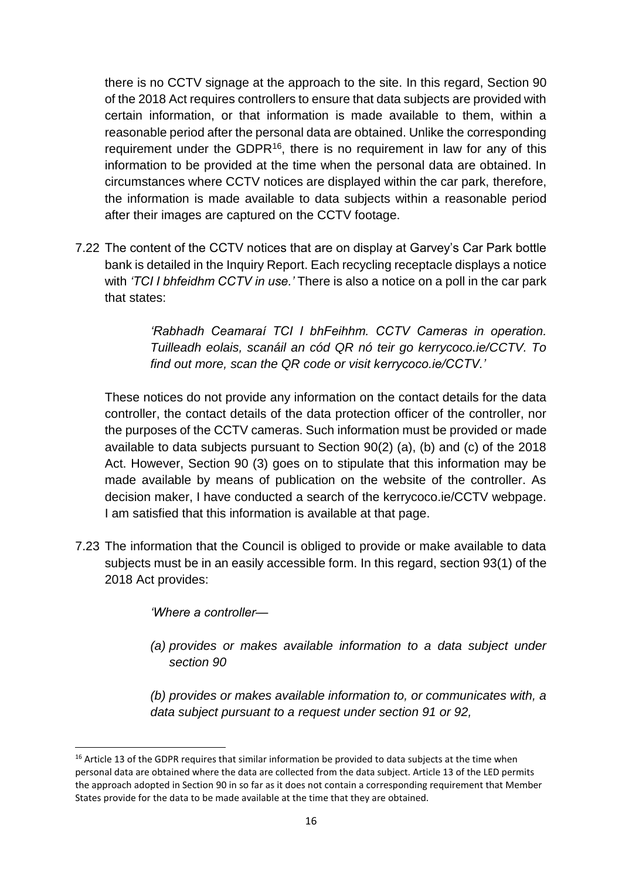there is no CCTV signage at the approach to the site. In this regard, Section 90 of the 2018 Act requires controllers to ensure that data subjects are provided with certain information, or that information is made available to them, within a reasonable period after the personal data are obtained. Unlike the corresponding requirement under the GDPR[16], there is no requirement in law for any of this information to be provided at the time when the personal data are obtained. In circumstances where CCTV notices are displayed within the car park, therefore, the information is made available to data subjects within a reasonable period after their images are captured on the CCTV footage.

7.22 The content of the CCTV notices that are on display at Garvey's Car Park bottle bank is detailed in the Inquiry Report. Each recycling receptacle displays a notice with *'TCI I bhfeidhm CCTV in use.'* There is also a notice on a poll in the car park that states:

> *'Rabhadh Ceamaraí TCI I bhFeihhm. CCTV Cameras in operation. Tuilleadh eolais, scanáil an cód QR nó teir go kerrycoco.ie/CCTV. To find out more, scan the QR code or visit kerrycoco.ie/CCTV.'*

These notices do not provide any information on the contact details for the data controller, the contact details of the data protection officer of the controller, nor the purposes of the CCTV cameras. Such information must be provided or made available to data subjects pursuant to Section 90(2) (a), (b) and (c) of the 2018 Act. However, Section 90 (3) goes on to stipulate that this information may be made available by means of publication on the website of the controller. As decision maker, I have conducted a search of the kerrycoco.ie/CCTV webpage. I am satisfied that this information is available at that page.

7.23 The information that the Council is obliged to provide or make available to data subjects must be in an easily accessible form. In this regard, section 93(1) of the 2018 Act provides:

> *'Where a controller—*
>
> *(a) provides or makes available information to a data subject under section 90*
>
> *(b) provides or makes available information to, or communicates with, a data subject pursuant to a request under section 91 or 92,*

[16] Article 13 of the GDPR requires that similar information be provided to data subjects at the time when personal data are obtained where the data are collected from the data subject. Article 13 of the LED permits the approach adopted in Section 90 in so far as it does not contain a corresponding requirement that Member States provide for the data to be made available at the time that they are obtained.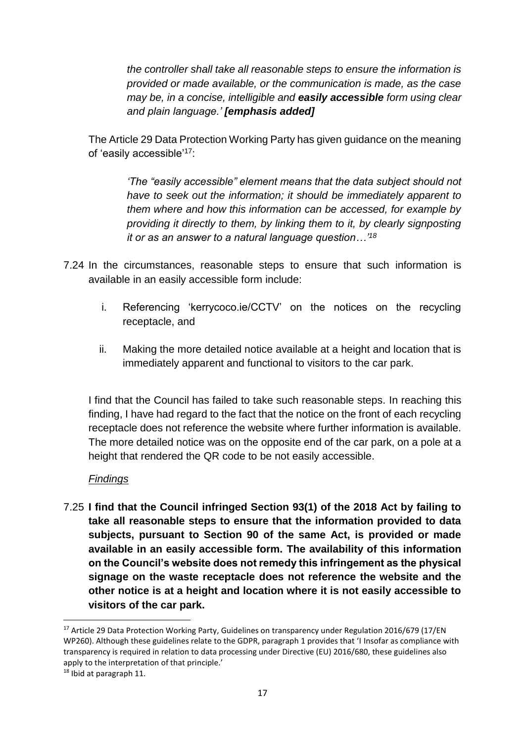*the controller shall take all reasonable steps to ensure the information is provided or made available, or the communication is made, as the case may be, in a concise, intelligible and **easily accessible** form using clear and plain language.' **[emphasis added]***

The Article 29 Data Protection Working Party has given guidance on the meaning of 'easily accessible'[17]:

> *'The "easily accessible" element means that the data subject should not have to seek out the information; it should be immediately apparent to them where and how this information can be accessed, for example by providing it directly to them, by linking them to it, by clearly signposting it or as an answer to a natural language question…'*[18]

7.24 In the circumstances, reasonable steps to ensure that such information is available in an easily accessible form include:

i. Referencing 'kerrycoco.ie/CCTV' on the notices on the recycling receptacle, and

ii. Making the more detailed notice available at a height and location that is immediately apparent and functional to visitors to the car park.

I find that the Council has failed to take such reasonable steps. In reaching this finding, I have had regard to the fact that the notice on the front of each recycling receptacle does not reference the website where further information is available. The more detailed notice was on the opposite end of the car park, on a pole at a height that rendered the QR code to be not easily accessible.

*Findings*

7.25 **I find that the Council infringed Section 93(1) of the 2018 Act by failing to take all reasonable steps to ensure that the information provided to data subjects, pursuant to Section 90 of the same Act, is provided or made available in an easily accessible form. The availability of this information on the Council's website does not remedy this infringement as the physical signage on the waste receptacle does not reference the website and the other notice is at a height and location where it is not easily accessible to visitors of the car park.**

---

[17] Article 29 Data Protection Working Party, Guidelines on transparency under Regulation 2016/679 (17/EN WP260). Although these guidelines relate to the GDPR, paragraph 1 provides that 'I Insofar as compliance with transparency is required in relation to data processing under Directive (EU) 2016/680, these guidelines also apply to the interpretation of that principle.'

[18] Ibid at paragraph 11.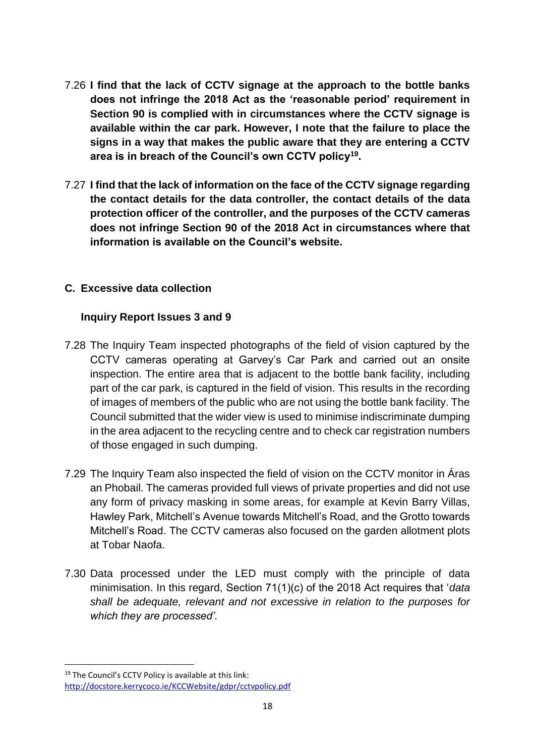7.26 **I find that the lack of CCTV signage at the approach to the bottle banks does not infringe the 2018 Act as the 'reasonable period' requirement in Section 90 is complied with in circumstances where the CCTV signage is available within the car park. However, I note that the failure to place the signs in a way that makes the public aware that they are entering a CCTV area is in breach of the Council's own CCTV policy[19].**

7.27 **I find that the lack of information on the face of the CCTV signage regarding the contact details for the data controller, the contact details of the data protection officer of the controller, and the purposes of the CCTV cameras does not infringe Section 90 of the 2018 Act in circumstances where that information is available on the Council's website.**

## C. Excessive data collection

### Inquiry Report Issues 3 and 9

7.28 The Inquiry Team inspected photographs of the field of vision captured by the CCTV cameras operating at Garvey's Car Park and carried out an onsite inspection. The entire area that is adjacent to the bottle bank facility, including part of the car park, is captured in the field of vision. This results in the recording of images of members of the public who are not using the bottle bank facility. The Council submitted that the wider view is used to minimise indiscriminate dumping in the area adjacent to the recycling centre and to check car registration numbers of those engaged in such dumping.

7.29 The Inquiry Team also inspected the field of vision on the CCTV monitor in Áras an Phobail. The cameras provided full views of private properties and did not use any form of privacy masking in some areas, for example at Kevin Barry Villas, Hawley Park, Mitchell's Avenue towards Mitchell's Road, and the Grotto towards Mitchell's Road. The CCTV cameras also focused on the garden allotment plots at Tobar Naofa.

7.30 Data processed under the LED must comply with the principle of data minimisation. In this regard, Section 71(1)(c) of the 2018 Act requires that '*data shall be adequate, relevant and not excessive in relation to the purposes for which they are processed'.*

---

[19] The Council's CCTV Policy is available at this link: http://docstore.kerrycoco.ie/KCCWebsite/gdpr/cctvpolicy.pdf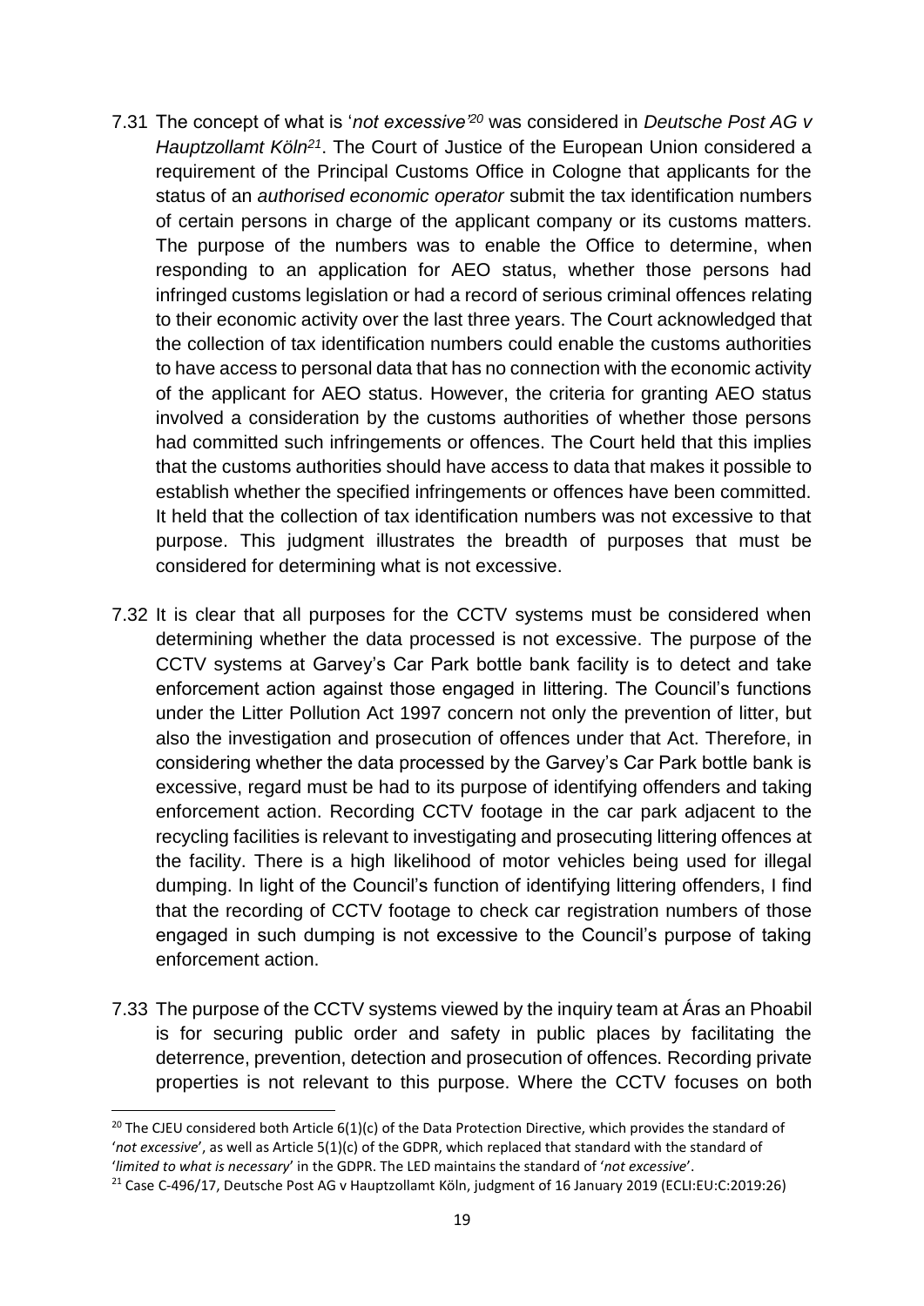7.31 The concept of what is '*not excessive*'[20] was considered in *Deutsche Post AG v Hauptzollamt Köln*[21]. The Court of Justice of the European Union considered a requirement of the Principal Customs Office in Cologne that applicants for the status of an *authorised economic operator* submit the tax identification numbers of certain persons in charge of the applicant company or its customs matters. The purpose of the numbers was to enable the Office to determine, when responding to an application for AEO status, whether those persons had infringed customs legislation or had a record of serious criminal offences relating to their economic activity over the last three years. The Court acknowledged that the collection of tax identification numbers could enable the customs authorities to have access to personal data that has no connection with the economic activity of the applicant for AEO status. However, the criteria for granting AEO status involved a consideration by the customs authorities of whether those persons had committed such infringements or offences. The Court held that this implies that the customs authorities should have access to data that makes it possible to establish whether the specified infringements or offences have been committed. It held that the collection of tax identification numbers was not excessive to that purpose. This judgment illustrates the breadth of purposes that must be considered for determining what is not excessive.

7.32 It is clear that all purposes for the CCTV systems must be considered when determining whether the data processed is not excessive. The purpose of the CCTV systems at Garvey's Car Park bottle bank facility is to detect and take enforcement action against those engaged in littering. The Council's functions under the Litter Pollution Act 1997 concern not only the prevention of litter, but also the investigation and prosecution of offences under that Act. Therefore, in considering whether the data processed by the Garvey's Car Park bottle bank is excessive, regard must be had to its purpose of identifying offenders and taking enforcement action. Recording CCTV footage in the car park adjacent to the recycling facilities is relevant to investigating and prosecuting littering offences at the facility. There is a high likelihood of motor vehicles being used for illegal dumping. In light of the Council's function of identifying littering offenders, I find that the recording of CCTV footage to check car registration numbers of those engaged in such dumping is not excessive to the Council's purpose of taking enforcement action.

7.33 The purpose of the CCTV systems viewed by the inquiry team at Áras an Phoabil is for securing public order and safety in public places by facilitating the deterrence, prevention, detection and prosecution of offences. Recording private properties is not relevant to this purpose. Where the CCTV focuses on both

---

[20] The CJEU considered both Article 6(1)(c) of the Data Protection Directive, which provides the standard of '*not excessive*', as well as Article 5(1)(c) of the GDPR, which replaced that standard with the standard of '*limited to what is necessary*' in the GDPR. The LED maintains the standard of '*not excessive*'.

[21] Case C-496/17, Deutsche Post AG v Hauptzollamt Köln, judgment of 16 January 2019 (ECLI:EU:C:2019:26)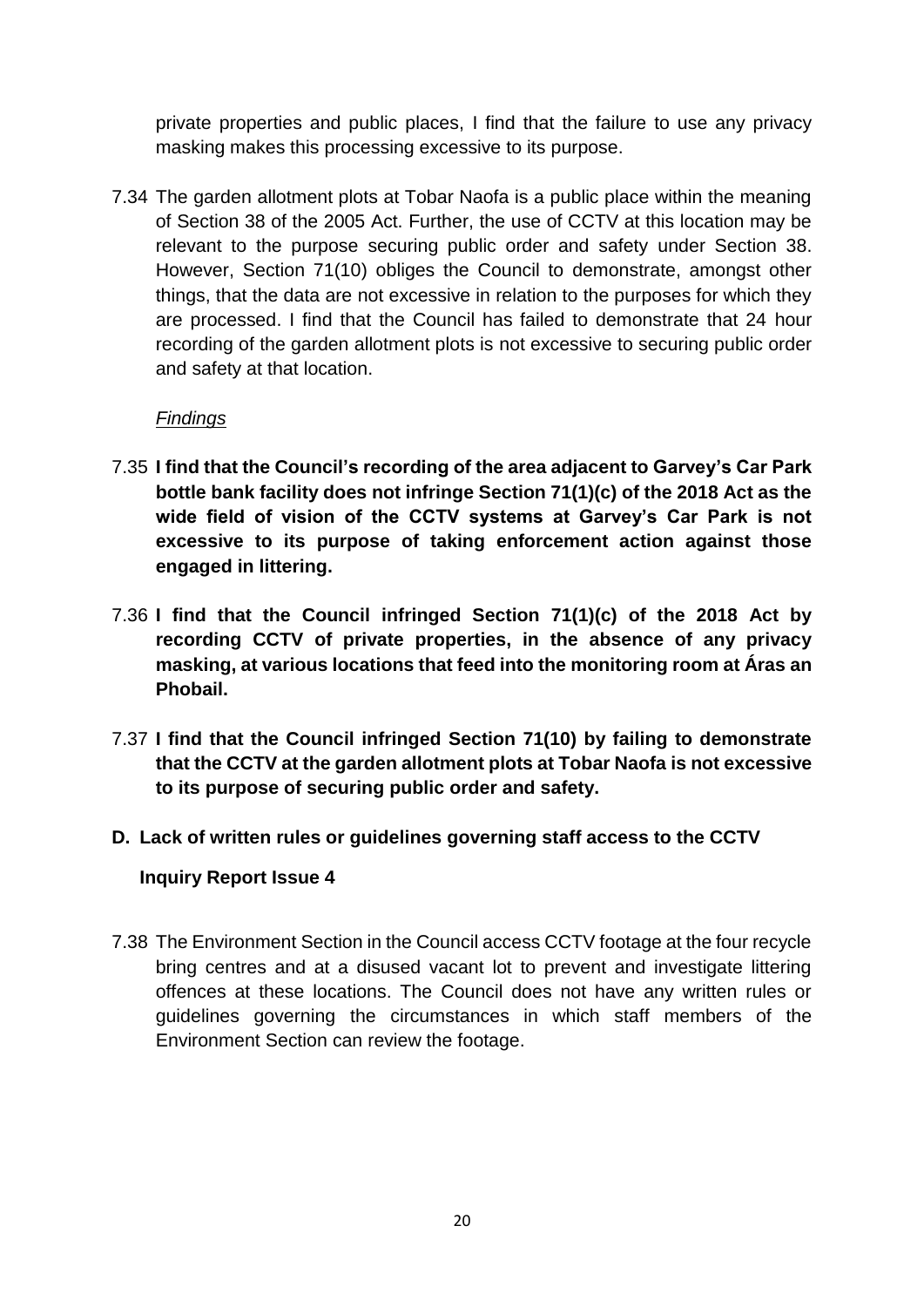private properties and public places, I find that the failure to use any privacy masking makes this processing excessive to its purpose.

7.34 The garden allotment plots at Tobar Naofa is a public place within the meaning of Section 38 of the 2005 Act. Further, the use of CCTV at this location may be relevant to the purpose securing public order and safety under Section 38. However, Section 71(10) obliges the Council to demonstrate, amongst other things, that the data are not excessive in relation to the purposes for which they are processed. I find that the Council has failed to demonstrate that 24 hour recording of the garden allotment plots is not excessive to securing public order and safety at that location.

*Findings*

7.35 **I find that the Council's recording of the area adjacent to Garvey's Car Park bottle bank facility does not infringe Section 71(1)(c) of the 2018 Act as the wide field of vision of the CCTV systems at Garvey's Car Park is not excessive to its purpose of taking enforcement action against those engaged in littering.**

7.36 **I find that the Council infringed Section 71(1)(c) of the 2018 Act by recording CCTV of private properties, in the absence of any privacy masking, at various locations that feed into the monitoring room at Áras an Phobail.**

7.37 **I find that the Council infringed Section 71(10) by failing to demonstrate that the CCTV at the garden allotment plots at Tobar Naofa is not excessive to its purpose of securing public order and safety.**

### D. Lack of written rules or guidelines governing staff access to the CCTV

**Inquiry Report Issue 4**

7.38 The Environment Section in the Council access CCTV footage at the four recycle bring centres and at a disused vacant lot to prevent and investigate littering offences at these locations. The Council does not have any written rules or guidelines governing the circumstances in which staff members of the Environment Section can review the footage.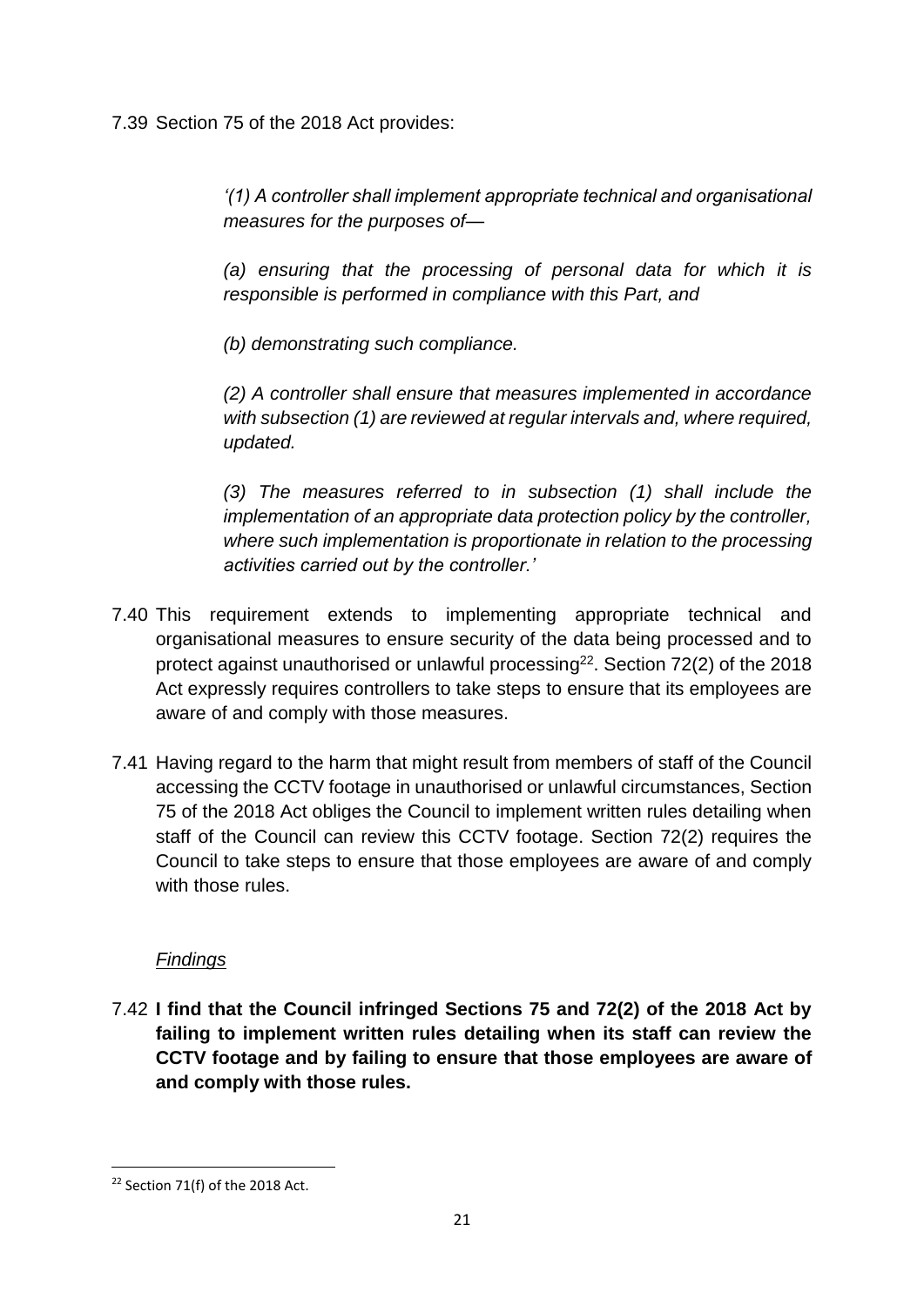7.39 Section 75 of the 2018 Act provides:

> *'(1) A controller shall implement appropriate technical and organisational measures for the purposes of—*
>
> *(a) ensuring that the processing of personal data for which it is responsible is performed in compliance with this Part, and*
>
> *(b) demonstrating such compliance.*
>
> *(2) A controller shall ensure that measures implemented in accordance with subsection (1) are reviewed at regular intervals and, where required, updated.*
>
> *(3) The measures referred to in subsection (1) shall include the implementation of an appropriate data protection policy by the controller, where such implementation is proportionate in relation to the processing activities carried out by the controller.'*

7.40 This requirement extends to implementing appropriate technical and organisational measures to ensure security of the data being processed and to protect against unauthorised or unlawful processing[22]. Section 72(2) of the 2018 Act expressly requires controllers to take steps to ensure that its employees are aware of and comply with those measures.

7.41 Having regard to the harm that might result from members of staff of the Council accessing the CCTV footage in unauthorised or unlawful circumstances, Section 75 of the 2018 Act obliges the Council to implement written rules detailing when staff of the Council can review this CCTV footage. Section 72(2) requires the Council to take steps to ensure that those employees are aware of and comply with those rules.

*Findings*

7.42 **I find that the Council infringed Sections 75 and 72(2) of the 2018 Act by failing to implement written rules detailing when its staff can review the CCTV footage and by failing to ensure that those employees are aware of and comply with those rules.**

---

[22] Section 71(f) of the 2018 Act.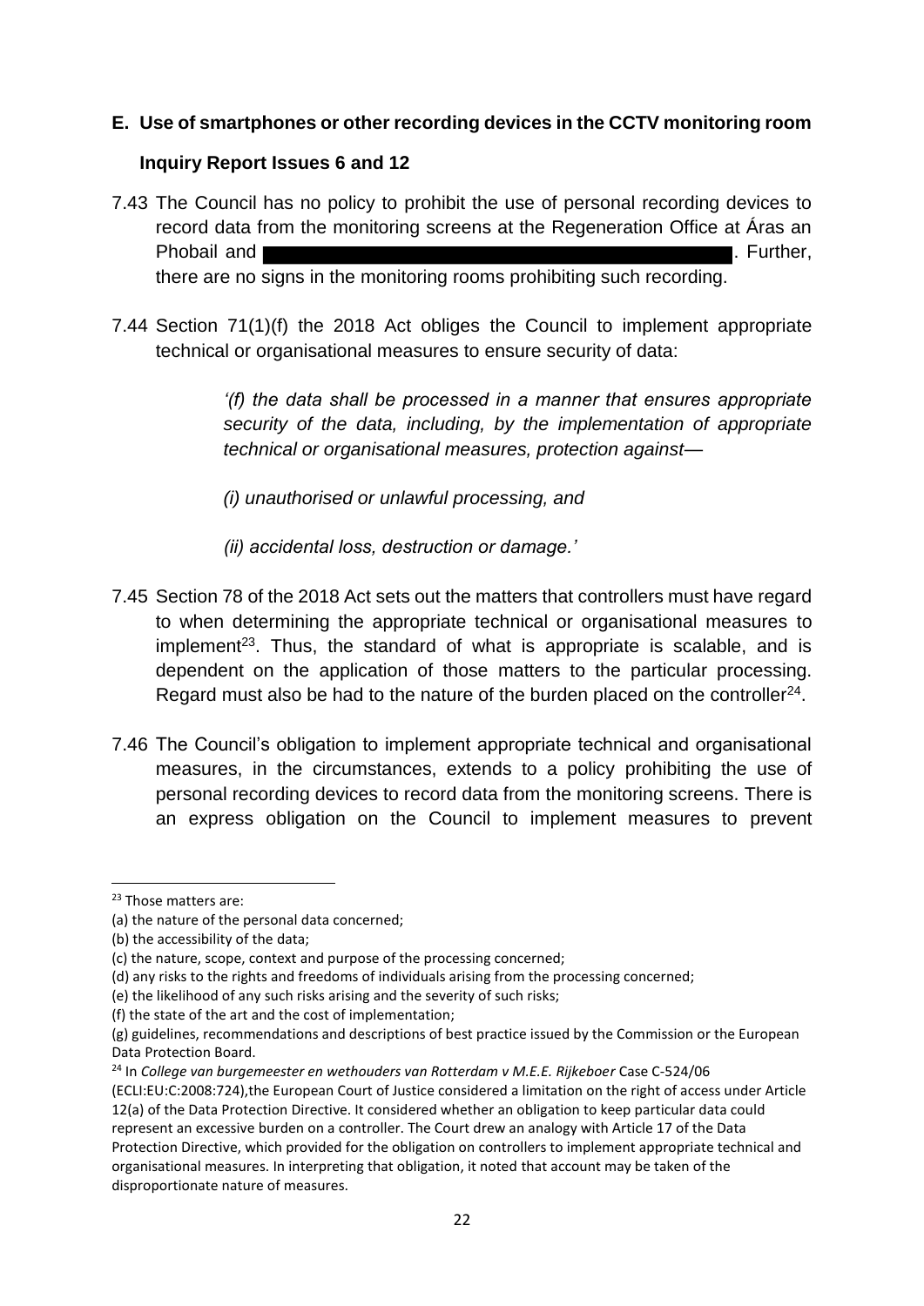## E. Use of smartphones or other recording devices in the CCTV monitoring room

### Inquiry Report Issues 6 and 12

7.43 The Council has no policy to prohibit the use of personal recording devices to record data from the monitoring screens at the Regeneration Office at Áras an Phobail and [REDACTED]. Further, there are no signs in the monitoring rooms prohibiting such recording.

7.44 Section 71(1)(f) the 2018 Act obliges the Council to implement appropriate technical or organisational measures to ensure security of data:

> *'(f) the data shall be processed in a manner that ensures appropriate security of the data, including, by the implementation of appropriate technical or organisational measures, protection against—*
>
> *(i) unauthorised or unlawful processing, and*
>
> *(ii) accidental loss, destruction or damage.'*

7.45 Section 78 of the 2018 Act sets out the matters that controllers must have regard to when determining the appropriate technical or organisational measures to implement[23]. Thus, the standard of what is appropriate is scalable, and is dependent on the application of those matters to the particular processing. Regard must also be had to the nature of the burden placed on the controller[24].

7.46 The Council's obligation to implement appropriate technical and organisational measures, in the circumstances, extends to a policy prohibiting the use of personal recording devices to record data from the monitoring screens. There is an express obligation on the Council to implement measures to prevent

---

[23] Those matters are:
(a) the nature of the personal data concerned;
(b) the accessibility of the data;
(c) the nature, scope, context and purpose of the processing concerned;
(d) any risks to the rights and freedoms of individuals arising from the processing concerned;
(e) the likelihood of any such risks arising and the severity of such risks;
(f) the state of the art and the cost of implementation;
(g) guidelines, recommendations and descriptions of best practice issued by the Commission or the European Data Protection Board.

[24] In *College van burgemeester en wethouders van Rotterdam v M.E.E. Rijkeboer* Case C-524/06 (ECLI:EU:C:2008:724),the European Court of Justice considered a limitation on the right of access under Article 12(a) of the Data Protection Directive. It considered whether an obligation to keep particular data could represent an excessive burden on a controller. The Court drew an analogy with Article 17 of the Data Protection Directive, which provided for the obligation on controllers to implement appropriate technical and organisational measures. In interpreting that obligation, it noted that account may be taken of the disproportionate nature of measures.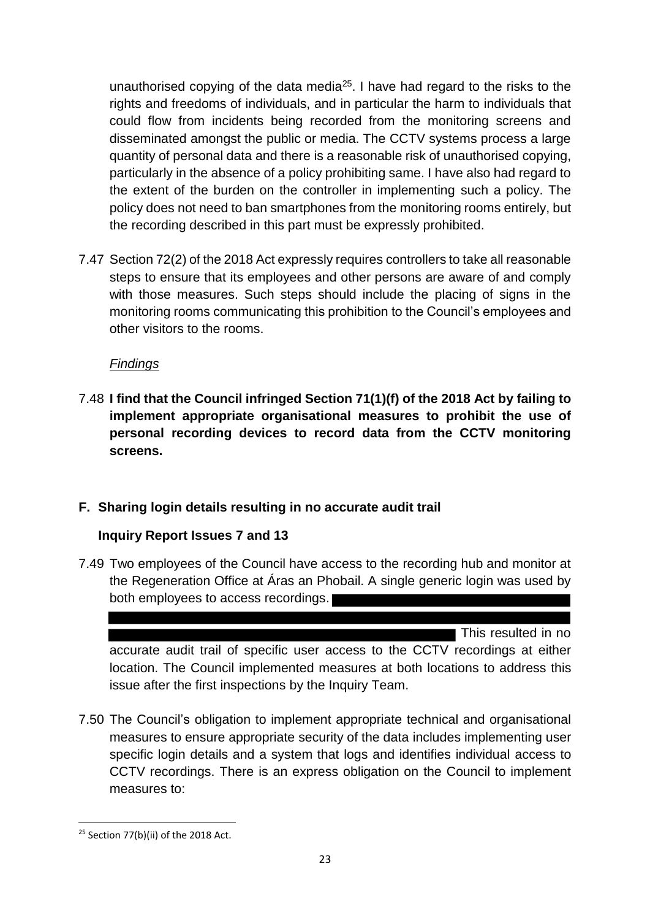unauthorised copying of the data media[25]. I have had regard to the risks to the rights and freedoms of individuals, and in particular the harm to individuals that could flow from incidents being recorded from the monitoring screens and disseminated amongst the public or media. The CCTV systems process a large quantity of personal data and there is a reasonable risk of unauthorised copying, particularly in the absence of a policy prohibiting same. I have also had regard to the extent of the burden on the controller in implementing such a policy. The policy does not need to ban smartphones from the monitoring rooms entirely, but the recording described in this part must be expressly prohibited.

7.47 Section 72(2) of the 2018 Act expressly requires controllers to take all reasonable steps to ensure that its employees and other persons are aware of and comply with those measures. Such steps should include the placing of signs in the monitoring rooms communicating this prohibition to the Council's employees and other visitors to the rooms.

*Findings*

7.48 **I find that the Council infringed Section 71(1)(f) of the 2018 Act by failing to implement appropriate organisational measures to prohibit the use of personal recording devices to record data from the CCTV monitoring screens.**

## F. Sharing login details resulting in no accurate audit trail

### Inquiry Report Issues 7 and 13

7.49 Two employees of the Council have access to the recording hub and monitor at the Regeneration Office at Áras an Phobail. A single generic login was used by both employees to access recordings. [REDACTED] This resulted in no accurate audit trail of specific user access to the CCTV recordings at either location. The Council implemented measures at both locations to address this issue after the first inspections by the Inquiry Team.

7.50 The Council's obligation to implement appropriate technical and organisational measures to ensure appropriate security of the data includes implementing user specific login details and a system that logs and identifies individual access to CCTV recordings. There is an express obligation on the Council to implement measures to:

[25] Section 77(b)(ii) of the 2018 Act.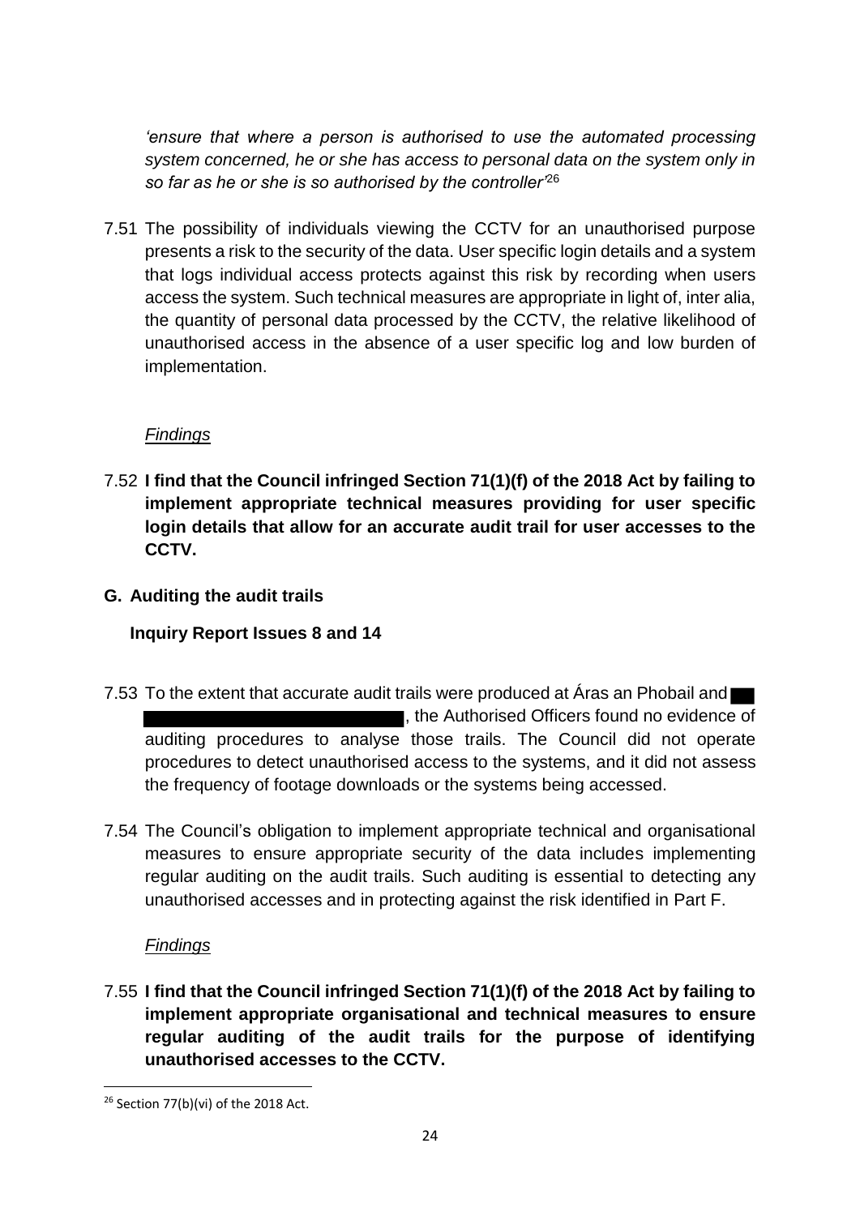*'ensure that where a person is authorised to use the automated processing system concerned, he or she has access to personal data on the system only in so far as he or she is so authorised by the controller'*[26]

7.51 The possibility of individuals viewing the CCTV for an unauthorised purpose presents a risk to the security of the data. User specific login details and a system that logs individual access protects against this risk by recording when users access the system. Such technical measures are appropriate in light of, inter alia, the quantity of personal data processed by the CCTV, the relative likelihood of unauthorised access in the absence of a user specific log and low burden of implementation.

*Findings*

7.52 **I find that the Council infringed Section 71(1)(f) of the 2018 Act by failing to implement appropriate technical measures providing for user specific login details that allow for an accurate audit trail for user accesses to the CCTV.**

**G. Auditing the audit trails**

**Inquiry Report Issues 8 and 14**

7.53 To the extent that accurate audit trails were produced at Áras an Phobail and ██ ████████████████████, the Authorised Officers found no evidence of auditing procedures to analyse those trails. The Council did not operate procedures to detect unauthorised access to the systems, and it did not assess the frequency of footage downloads or the systems being accessed.

7.54 The Council's obligation to implement appropriate technical and organisational measures to ensure appropriate security of the data includes implementing regular auditing on the audit trails. Such auditing is essential to detecting any unauthorised accesses and in protecting against the risk identified in Part F.

*Findings*

7.55 **I find that the Council infringed Section 71(1)(f) of the 2018 Act by failing to implement appropriate organisational and technical measures to ensure regular auditing of the audit trails for the purpose of identifying unauthorised accesses to the CCTV.**

---

[26] Section 77(b)(vi) of the 2018 Act.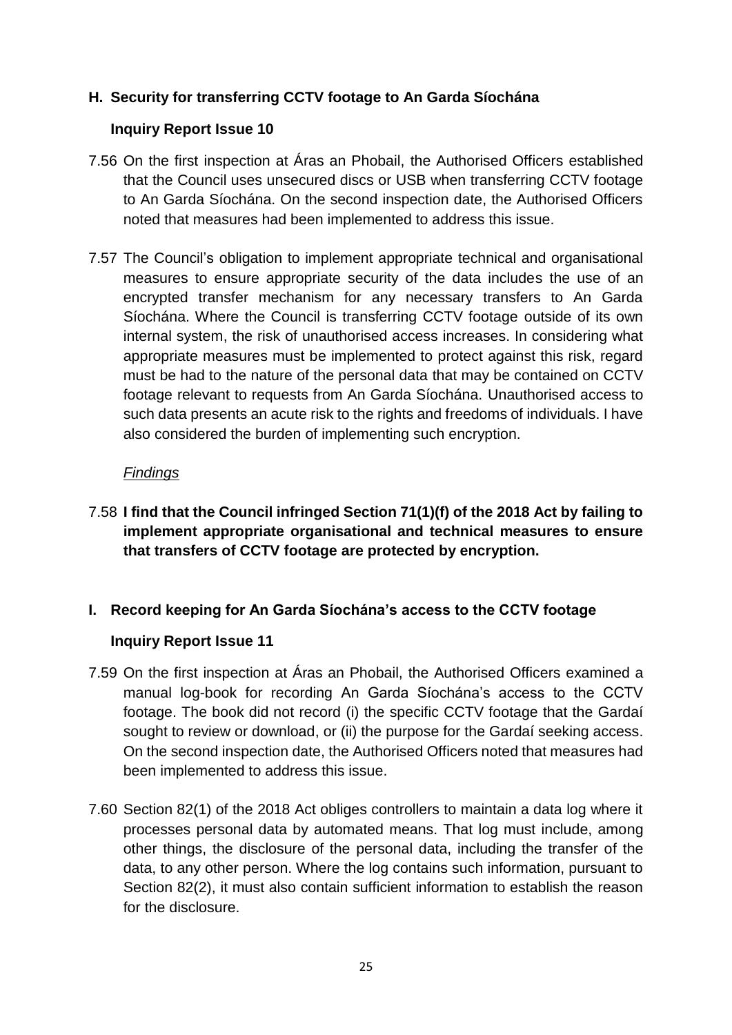## H. Security for transferring CCTV footage to An Garda Síochána

### Inquiry Report Issue 10

7.56 On the first inspection at Áras an Phobail, the Authorised Officers established that the Council uses unsecured discs or USB when transferring CCTV footage to An Garda Síochána. On the second inspection date, the Authorised Officers noted that measures had been implemented to address this issue.

7.57 The Council's obligation to implement appropriate technical and organisational measures to ensure appropriate security of the data includes the use of an encrypted transfer mechanism for any necessary transfers to An Garda Síochána. Where the Council is transferring CCTV footage outside of its own internal system, the risk of unauthorised access increases. In considering what appropriate measures must be implemented to protect against this risk, regard must be had to the nature of the personal data that may be contained on CCTV footage relevant to requests from An Garda Síochána. Unauthorised access to such data presents an acute risk to the rights and freedoms of individuals. I have also considered the burden of implementing such encryption.

*Findings*

7.58 **I find that the Council infringed Section 71(1)(f) of the 2018 Act by failing to implement appropriate organisational and technical measures to ensure that transfers of CCTV footage are protected by encryption.**

## I. Record keeping for An Garda Síochána's access to the CCTV footage

### Inquiry Report Issue 11

7.59 On the first inspection at Áras an Phobail, the Authorised Officers examined a manual log-book for recording An Garda Síochána's access to the CCTV footage. The book did not record (i) the specific CCTV footage that the Gardaí sought to review or download, or (ii) the purpose for the Gardaí seeking access. On the second inspection date, the Authorised Officers noted that measures had been implemented to address this issue.

7.60 Section 82(1) of the 2018 Act obliges controllers to maintain a data log where it processes personal data by automated means. That log must include, among other things, the disclosure of the personal data, including the transfer of the data, to any other person. Where the log contains such information, pursuant to Section 82(2), it must also contain sufficient information to establish the reason for the disclosure.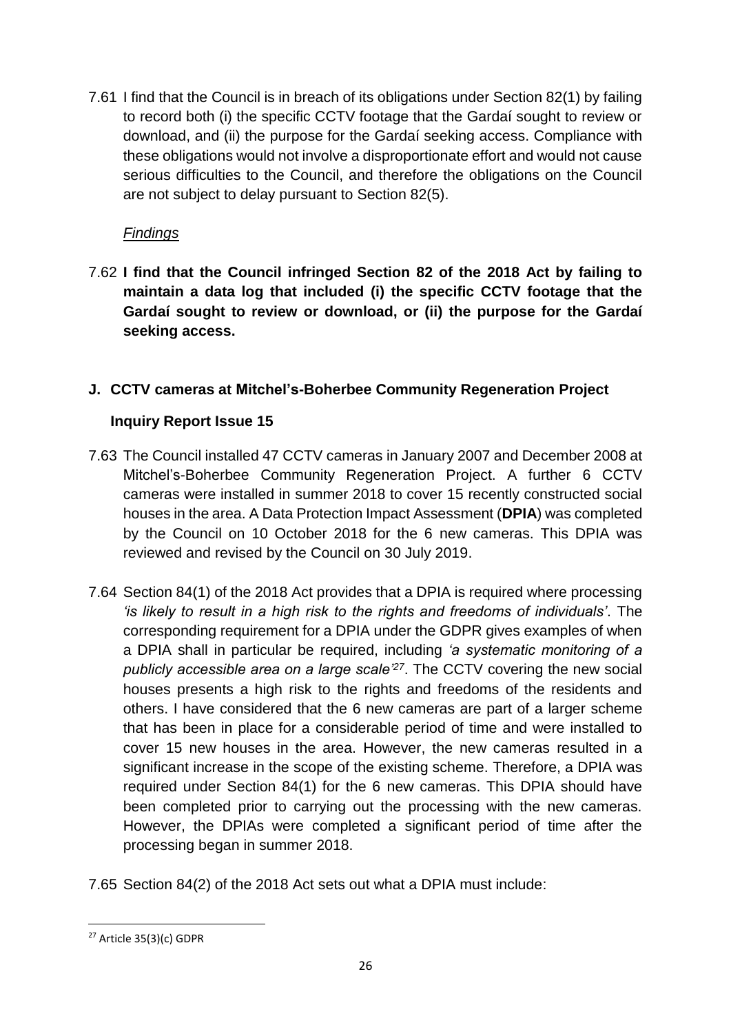7.61 I find that the Council is in breach of its obligations under Section 82(1) by failing to record both (i) the specific CCTV footage that the Gardaí sought to review or download, and (ii) the purpose for the Gardaí seeking access. Compliance with these obligations would not involve a disproportionate effort and would not cause serious difficulties to the Council, and therefore the obligations on the Council are not subject to delay pursuant to Section 82(5).

*Findings*

7.62 **I find that the Council infringed Section 82 of the 2018 Act by failing to maintain a data log that included (i) the specific CCTV footage that the Gardaí sought to review or download, or (ii) the purpose for the Gardaí seeking access.**

## J. CCTV cameras at Mitchel's-Boherbee Community Regeneration Project

### Inquiry Report Issue 15

7.63 The Council installed 47 CCTV cameras in January 2007 and December 2008 at Mitchel's-Boherbee Community Regeneration Project. A further 6 CCTV cameras were installed in summer 2018 to cover 15 recently constructed social houses in the area. A Data Protection Impact Assessment (**DPIA**) was completed by the Council on 10 October 2018 for the 6 new cameras. This DPIA was reviewed and revised by the Council on 30 July 2019.

7.64 Section 84(1) of the 2018 Act provides that a DPIA is required where processing *'is likely to result in a high risk to the rights and freedoms of individuals'*. The corresponding requirement for a DPIA under the GDPR gives examples of when a DPIA shall in particular be required, including *'a systematic monitoring of a publicly accessible area on a large scale'*[27]. The CCTV covering the new social houses presents a high risk to the rights and freedoms of the residents and others. I have considered that the 6 new cameras are part of a larger scheme that has been in place for a considerable period of time and were installed to cover 15 new houses in the area. However, the new cameras resulted in a significant increase in the scope of the existing scheme. Therefore, a DPIA was required under Section 84(1) for the 6 new cameras. This DPIA should have been completed prior to carrying out the processing with the new cameras. However, the DPIAs were completed a significant period of time after the processing began in summer 2018.

7.65 Section 84(2) of the 2018 Act sets out what a DPIA must include:

---

[27] Article 35(3)(c) GDPR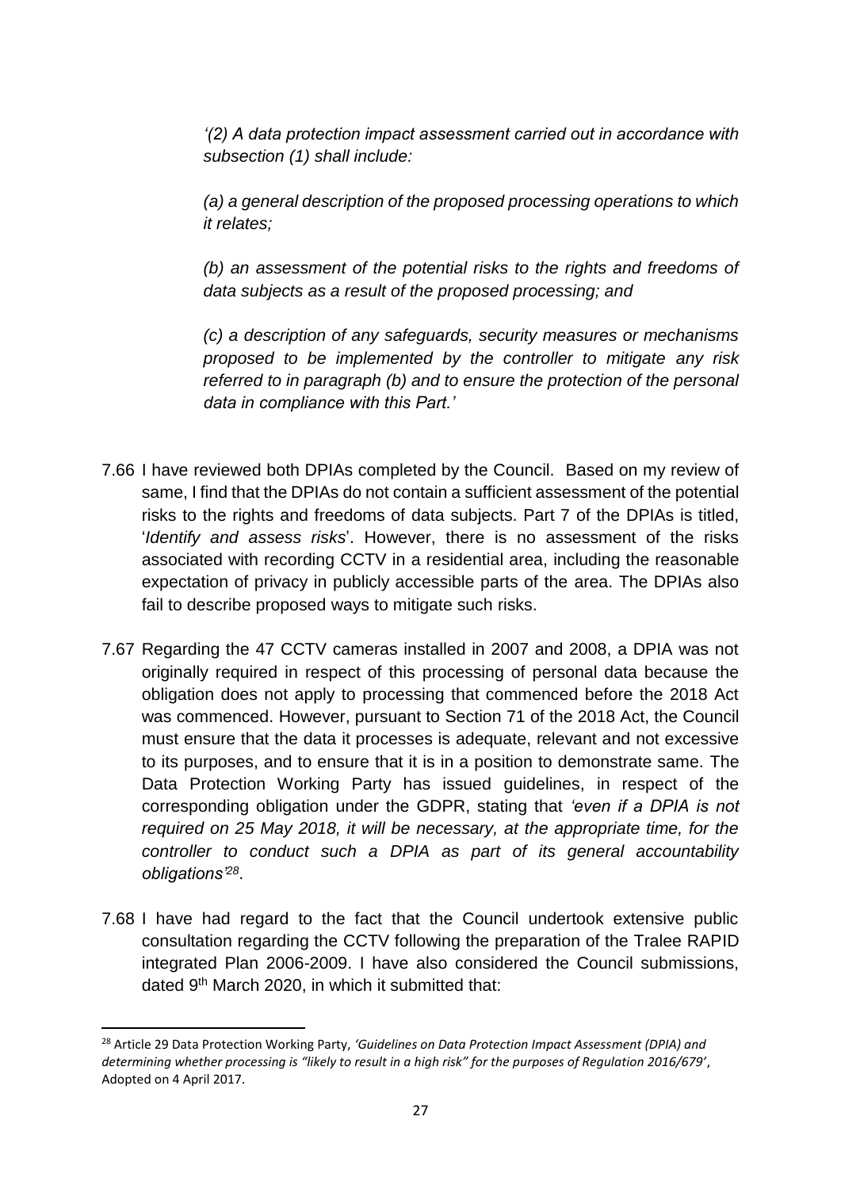*'(2) A data protection impact assessment carried out in accordance with subsection (1) shall include:*

*(a) a general description of the proposed processing operations to which it relates;*

*(b) an assessment of the potential risks to the rights and freedoms of data subjects as a result of the proposed processing; and*

*(c) a description of any safeguards, security measures or mechanisms proposed to be implemented by the controller to mitigate any risk referred to in paragraph (b) and to ensure the protection of the personal data in compliance with this Part.'*

7.66 I have reviewed both DPIAs completed by the Council. Based on my review of same, I find that the DPIAs do not contain a sufficient assessment of the potential risks to the rights and freedoms of data subjects. Part 7 of the DPIAs is titled, '*Identify and assess risks*'. However, there is no assessment of the risks associated with recording CCTV in a residential area, including the reasonable expectation of privacy in publicly accessible parts of the area. The DPIAs also fail to describe proposed ways to mitigate such risks.

7.67 Regarding the 47 CCTV cameras installed in 2007 and 2008, a DPIA was not originally required in respect of this processing of personal data because the obligation does not apply to processing that commenced before the 2018 Act was commenced. However, pursuant to Section 71 of the 2018 Act, the Council must ensure that the data it processes is adequate, relevant and not excessive to its purposes, and to ensure that it is in a position to demonstrate same. The Data Protection Working Party has issued guidelines, in respect of the corresponding obligation under the GDPR, stating that *'even if a DPIA is not required on 25 May 2018, it will be necessary, at the appropriate time, for the controller to conduct such a DPIA as part of its general accountability obligations'*[28].

7.68 I have had regard to the fact that the Council undertook extensive public consultation regarding the CCTV following the preparation of the Tralee RAPID integrated Plan 2006-2009. I have also considered the Council submissions, dated 9th March 2020, in which it submitted that:

---

[28] Article 29 Data Protection Working Party, *'Guidelines on Data Protection Impact Assessment (DPIA) and determining whether processing is "likely to result in a high risk" for the purposes of Regulation 2016/679'*, Adopted on 4 April 2017.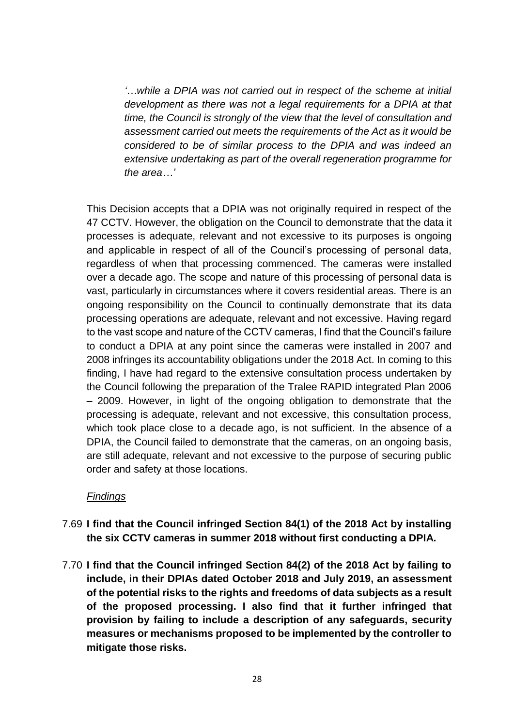> *'…while a DPIA was not carried out in respect of the scheme at initial development as there was not a legal requirements for a DPIA at that time, the Council is strongly of the view that the level of consultation and assessment carried out meets the requirements of the Act as it would be considered to be of similar process to the DPIA and was indeed an extensive undertaking as part of the overall regeneration programme for the area…'*

This Decision accepts that a DPIA was not originally required in respect of the 47 CCTV. However, the obligation on the Council to demonstrate that the data it processes is adequate, relevant and not excessive to its purposes is ongoing and applicable in respect of all of the Council's processing of personal data, regardless of when that processing commenced. The cameras were installed over a decade ago. The scope and nature of this processing of personal data is vast, particularly in circumstances where it covers residential areas. There is an ongoing responsibility on the Council to continually demonstrate that its data processing operations are adequate, relevant and not excessive. Having regard to the vast scope and nature of the CCTV cameras, I find that the Council's failure to conduct a DPIA at any point since the cameras were installed in 2007 and 2008 infringes its accountability obligations under the 2018 Act. In coming to this finding, I have had regard to the extensive consultation process undertaken by the Council following the preparation of the Tralee RAPID integrated Plan 2006 – 2009. However, in light of the ongoing obligation to demonstrate that the processing is adequate, relevant and not excessive, this consultation process, which took place close to a decade ago, is not sufficient. In the absence of a DPIA, the Council failed to demonstrate that the cameras, on an ongoing basis, are still adequate, relevant and not excessive to the purpose of securing public order and safety at those locations.

*Findings*

7.69 **I find that the Council infringed Section 84(1) of the 2018 Act by installing the six CCTV cameras in summer 2018 without first conducting a DPIA.**

7.70 **I find that the Council infringed Section 84(2) of the 2018 Act by failing to include, in their DPIAs dated October 2018 and July 2019, an assessment of the potential risks to the rights and freedoms of data subjects as a result of the proposed processing. I also find that it further infringed that provision by failing to include a description of any safeguards, security measures or mechanisms proposed to be implemented by the controller to mitigate those risks.**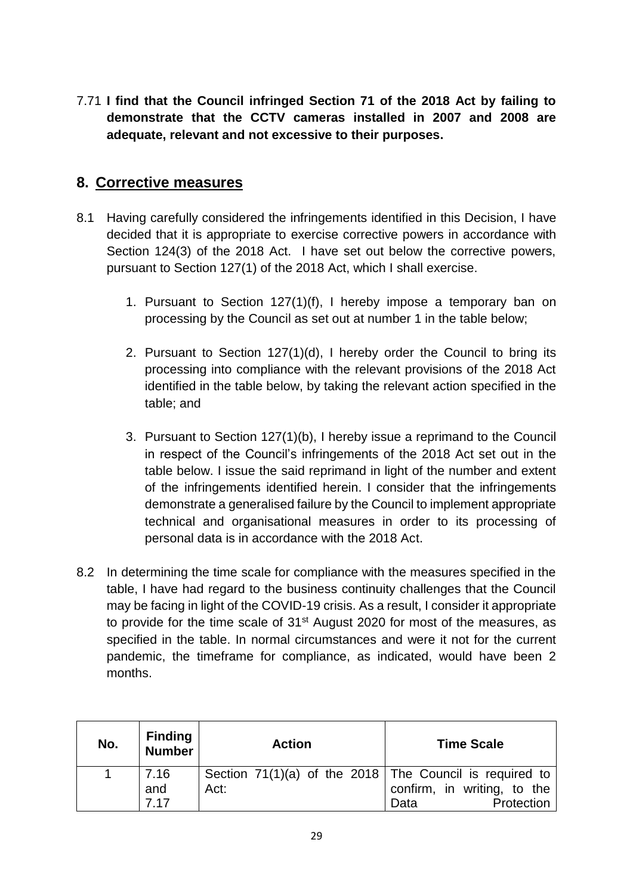7.71 **I find that the Council infringed Section 71 of the 2018 Act by failing to demonstrate that the CCTV cameras installed in 2007 and 2008 are adequate, relevant and not excessive to their purposes.**

## 8. Corrective measures

8.1 Having carefully considered the infringements identified in this Decision, I have decided that it is appropriate to exercise corrective powers in accordance with Section 124(3) of the 2018 Act. I have set out below the corrective powers, pursuant to Section 127(1) of the 2018 Act, which I shall exercise.

1. Pursuant to Section 127(1)(f), I hereby impose a temporary ban on processing by the Council as set out at number 1 in the table below;

2. Pursuant to Section 127(1)(d), I hereby order the Council to bring its processing into compliance with the relevant provisions of the 2018 Act identified in the table below, by taking the relevant action specified in the table; and

3. Pursuant to Section 127(1)(b), I hereby issue a reprimand to the Council in respect of the Council's infringements of the 2018 Act set out in the table below. I issue the said reprimand in light of the number and extent of the infringements identified herein. I consider that the infringements demonstrate a generalised failure by the Council to implement appropriate technical and organisational measures in order to its processing of personal data is in accordance with the 2018 Act.

8.2 In determining the time scale for compliance with the measures specified in the table, I have had regard to the business continuity challenges that the Council may be facing in light of the COVID-19 crisis. As a result, I consider it appropriate to provide for the time scale of 31st August 2020 for most of the measures, as specified in the table. In normal circumstances and were it not for the current pandemic, the timeframe for compliance, as indicated, would have been 2 months.

| No. | Finding Number | Action | Time Scale |
|---|---|---|---|
| 1 | 7.16 and 7.17 | Section 71(1)(a) of the 2018 Act: | The Council is required to confirm, in writing, to the Data Protection |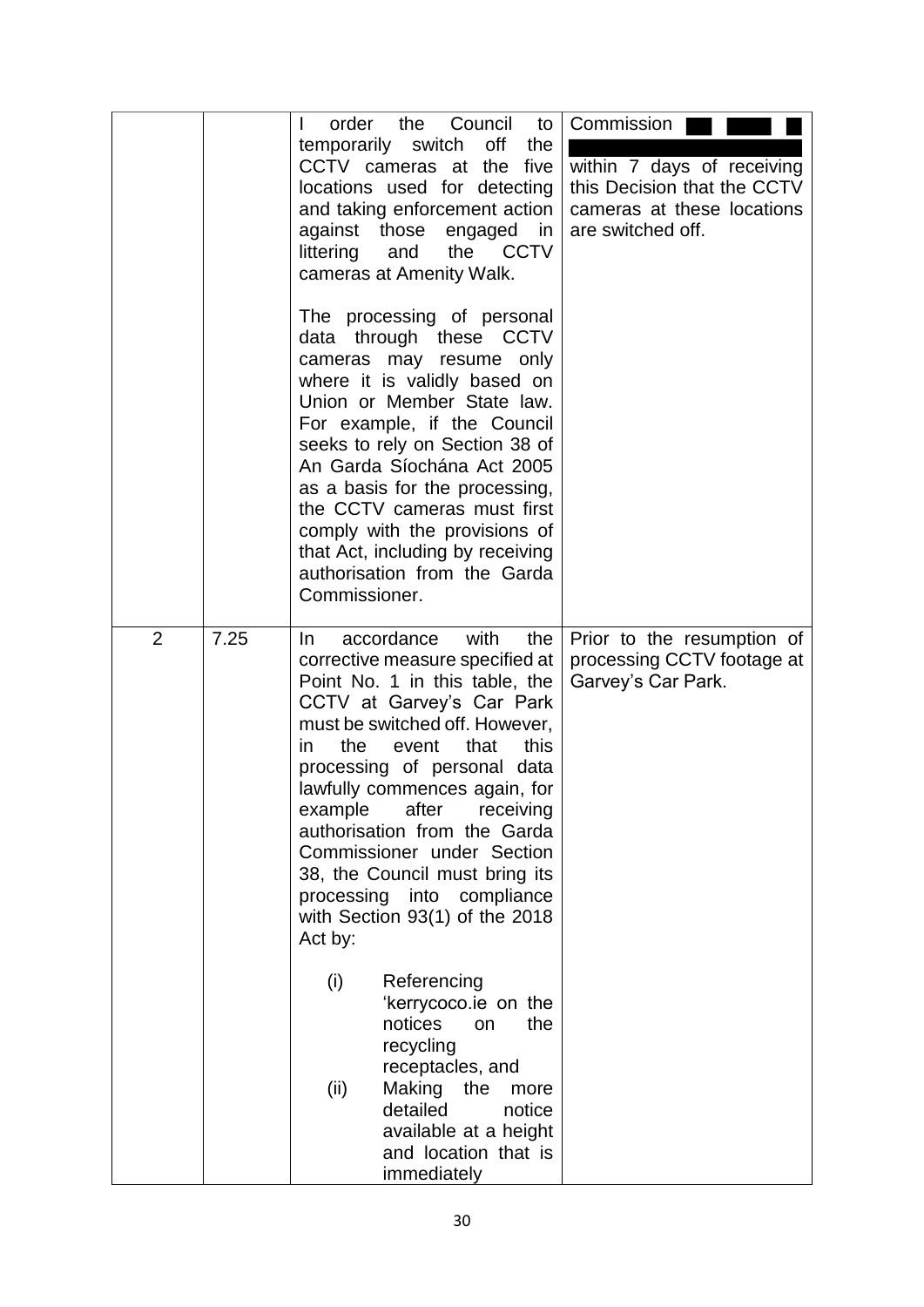| | | | |
|---|---|---|---|
| | | I order the Council to temporarily switch off the CCTV cameras at the five locations used for detecting and taking enforcement action against those engaged in littering and the CCTV cameras at Amenity Walk.<br><br>The processing of personal data through these CCTV cameras may resume only where it is validly based on Union or Member State law. For example, if the Council seeks to rely on Section 38 of An Garda Síochána Act 2005 as a basis for the processing, the CCTV cameras must first comply with the provisions of that Act, including by receiving authorisation from the Garda Commissioner. | Commission ███ ███ ██ ████████████ within 7 days of receiving this Decision that the CCTV cameras at these locations are switched off. |
| 2 | 7.25 | In accordance with the corrective measure specified at Point No. 1 in this table, the CCTV at Garvey's Car Park must be switched off. However, in the event that this processing of personal data lawfully commences again, for example after receiving authorisation from the Garda Commissioner under Section 38, the Council must bring its processing into compliance with Section 93(1) of the 2018 Act by:<br><br>(i) Referencing 'kerrycoco.ie on the notices on the recycling receptacles, and<br>(ii) Making the more detailed notice available at a height and location that is immediately | Prior to the resumption of processing CCTV footage at Garvey's Car Park. |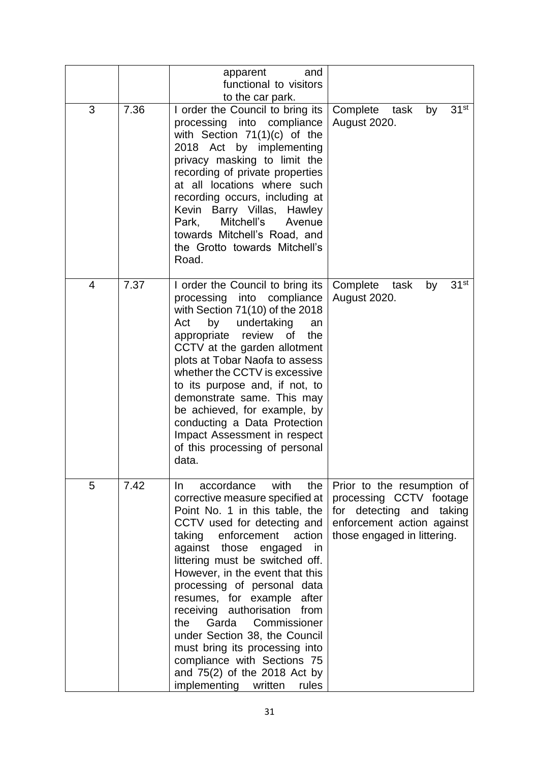| | | | |
|---|---|---|---|
| | | apparent and functional to visitors to the car park. | |
| 3 | 7.36 | I order the Council to bring its processing into compliance with Section 71(1)(c) of the 2018 Act by implementing privacy masking to limit the recording of private properties at all locations where such recording occurs, including at Kevin Barry Villas, Hawley Park, Mitchell's Avenue towards Mitchell's Road, and the Grotto towards Mitchell's Road. | Complete task by 31st August 2020. |
| 4 | 7.37 | I order the Council to bring its processing into compliance with Section 71(10) of the 2018 Act by undertaking an appropriate review of the CCTV at the garden allotment plots at Tobar Naofa to assess whether the CCTV is excessive to its purpose and, if not, to demonstrate same. This may be achieved, for example, by conducting a Data Protection Impact Assessment in respect of this processing of personal data. | Complete task by 31st August 2020. |
| 5 | 7.42 | In accordance with the corrective measure specified at Point No. 1 in this table, the CCTV used for detecting and taking enforcement action against those engaged in littering must be switched off. However, in the event that this processing of personal data resumes, for example after receiving authorisation from the Garda Commissioner under Section 38, the Council must bring its processing into compliance with Sections 75 and 75(2) of the 2018 Act by implementing written rules | Prior to the resumption of processing CCTV footage for detecting and taking enforcement action against those engaged in littering. |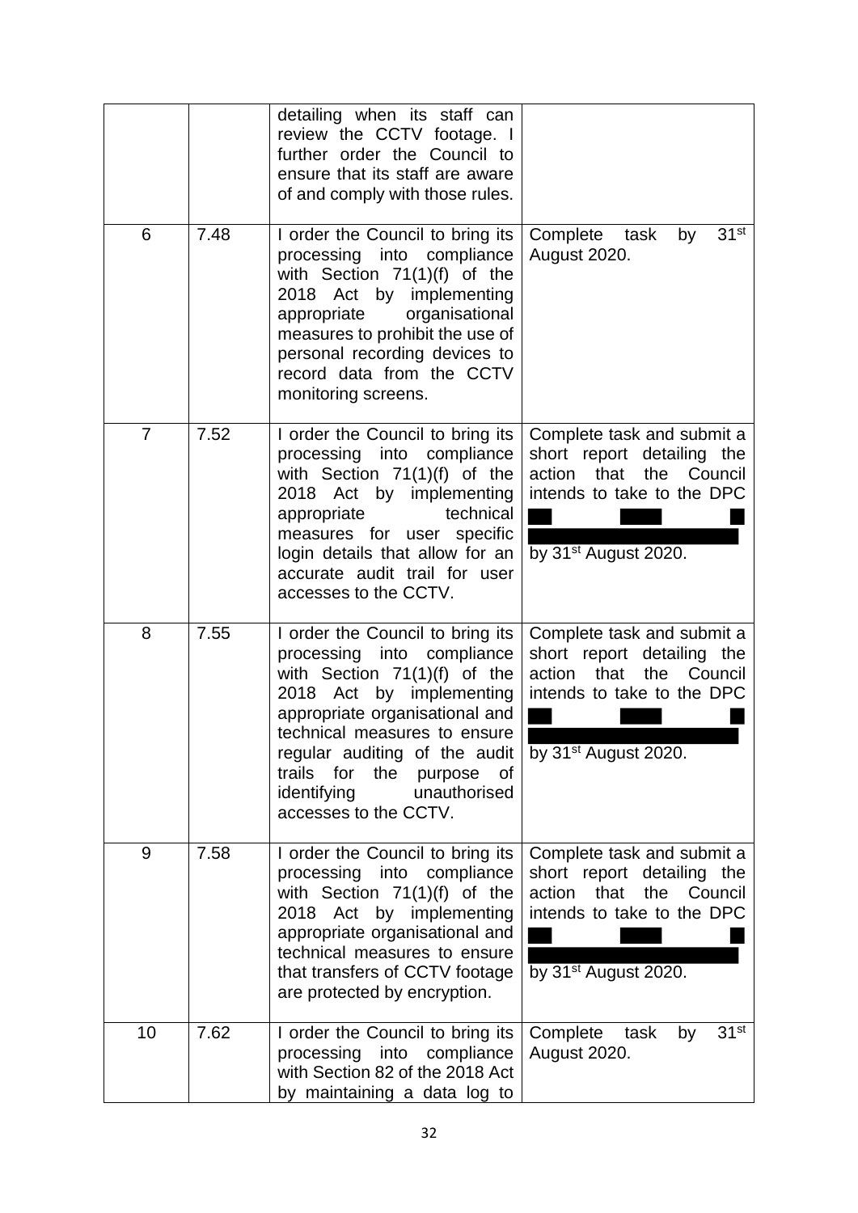| | | detailing when its staff can review the CCTV footage. I further order the Council to ensure that its staff are aware of and comply with those rules. | |
|---|---|---|---|
| 6 | 7.48 | I order the Council to bring its processing into compliance with Section 71(1)(f) of the 2018 Act by implementing appropriate organisational measures to prohibit the use of personal recording devices to record data from the CCTV monitoring screens. | Complete task by 31st August 2020. |
| 7 | 7.52 | I order the Council to bring its processing into compliance with Section 71(1)(f) of the 2018 Act by implementing appropriate technical measures for user specific login details that allow for an accurate audit trail for user accesses to the CCTV. | Complete task and submit a short report detailing the action that the Council intends to take to the DPC ███ ████ █ ██████████████ by 31st August 2020. |
| 8 | 7.55 | I order the Council to bring its processing into compliance with Section 71(1)(f) of the 2018 Act by implementing appropriate organisational and technical measures to ensure regular auditing of the audit trails for the purpose of identifying unauthorised accesses to the CCTV. | Complete task and submit a short report detailing the action that the Council intends to take to the DPC ███ ████ █ ██████████████ by 31st August 2020. |
| 9 | 7.58 | I order the Council to bring its processing into compliance with Section 71(1)(f) of the 2018 Act by implementing appropriate organisational and technical measures to ensure that transfers of CCTV footage are protected by encryption. | Complete task and submit a short report detailing the action that the Council intends to take to the DPC ███ ████ █ ██████████████ by 31st August 2020. |
| 10 | 7.62 | I order the Council to bring its processing into compliance with Section 82 of the 2018 Act by maintaining a data log to | Complete task by 31st August 2020. |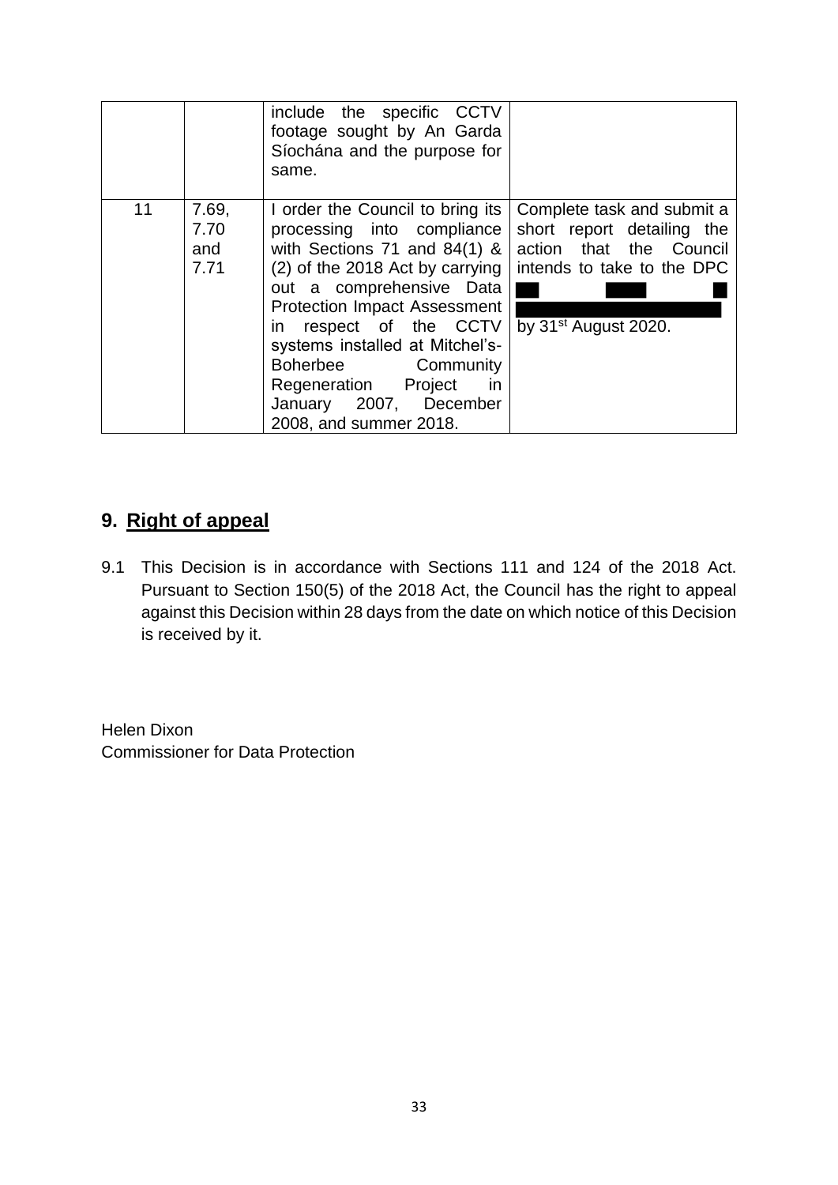| | | | |
|---|---|---|---|
| | | include the specific CCTV footage sought by An Garda Síochána and the purpose for same. | |
| 11 | 7.69, 7.70 and 7.71 | I order the Council to bring its processing into compliance with Sections 71 and 84(1) & (2) of the 2018 Act by carrying out a comprehensive Data Protection Impact Assessment in respect of the CCTV systems installed at Mitchel's-Boherbee Community Regeneration Project in January 2007, December 2008, and summer 2018. | Complete task and submit a short report detailing the action that the Council intends to take to the DPC [redacted] by 31st August 2020. |

## 9. Right of appeal

9.1 This Decision is in accordance with Sections 111 and 124 of the 2018 Act. Pursuant to Section 150(5) of the 2018 Act, the Council has the right to appeal against this Decision within 28 days from the date on which notice of this Decision is received by it.

Helen Dixon
Commissioner for Data Protection